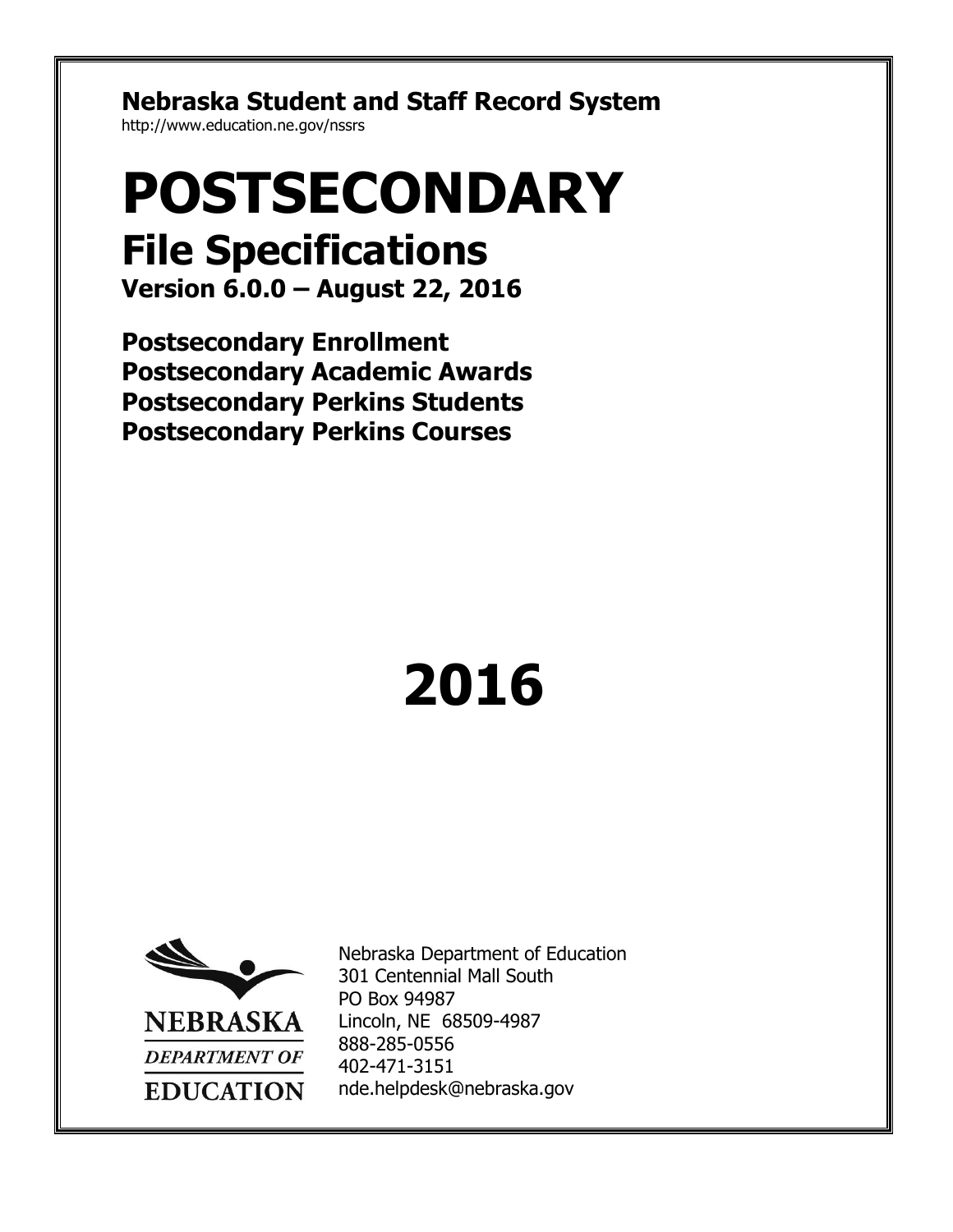**Nebraska Student and Staff Record System**

http://www.education.ne.gov/nssrs

# POSTSECONDARY

## File Specifications

**Version 6.0.0 – August 22, 2016**

**Postsecondary Enrollment**
**Postsecondary Academic Awards**
**Postsecondary Perkins Students**
**Postsecondary Perkins Courses**

# 2016

NEBRASKA
DEPARTMENT OF
EDUCATION

Nebraska Department of Education
301 Centennial Mall South
PO Box 94987
Lincoln, NE 68509-4987
888-285-0556
402-471-3151
nde.helpdesk@nebraska.gov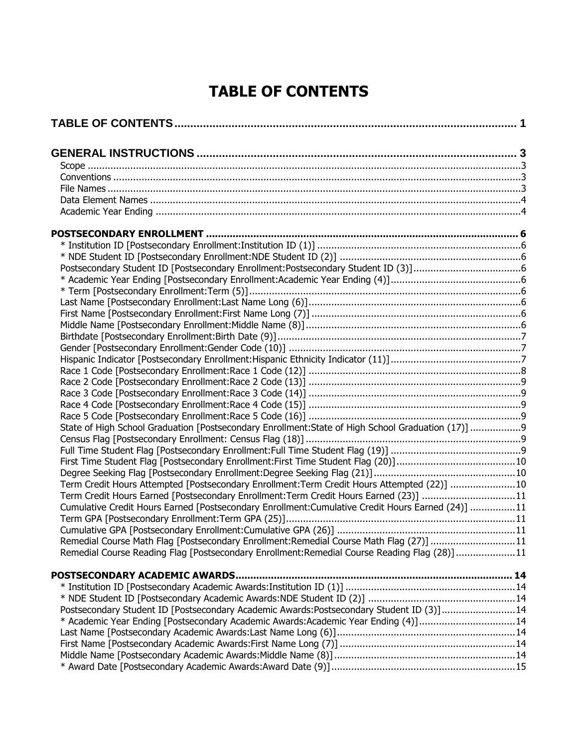# TABLE OF CONTENTS

**TABLE OF CONTENTS** ..... 1

**GENERAL INSTRUCTIONS** ..... 3

- Scope ..... 3
- Conventions ..... 3
- File Names ..... 3
- Data Element Names ..... 4
- Academic Year Ending ..... 4

**POSTSECONDARY ENROLLMENT** ..... 6

- * Institution ID [Postsecondary Enrollment:Institution ID (1)] ..... 6
- * NDE Student ID [Postsecondary Enrollment:NDE Student ID (2)] ..... 6
- Postsecondary Student ID [Postsecondary Enrollment:Postsecondary Student ID (3)] ..... 6
- * Academic Year Ending [Postsecondary Enrollment:Academic Year Ending (4)] ..... 6
- * Term [Postsecondary Enrollment:Term (5)] ..... 6
- Last Name [Postsecondary Enrollment:Last Name Long (6)] ..... 6
- First Name [Postsecondary Enrollment:First Name Long (7)] ..... 6
- Middle Name [Postsecondary Enrollment:Middle Name (8)] ..... 6
- Birthdate [Postsecondary Enrollment:Birth Date (9)] ..... 7
- Gender [Postsecondary Enrollment:Gender Code (10)] ..... 7
- Hispanic Indicator [Postsecondary Enrollment:Hispanic Ethnicity Indicator (11)] ..... 7
- Race 1 Code [Postsecondary Enrollment:Race 1 Code (12)] ..... 8
- Race 2 Code [Postsecondary Enrollment:Race 2 Code (13)] ..... 9
- Race 3 Code [Postsecondary Enrollment:Race 3 Code (14)] ..... 9
- Race 4 Code [Postsecondary Enrollment:Race 4 Code (15)] ..... 9
- Race 5 Code [Postsecondary Enrollment:Race 5 Code (16)] ..... 9
- State of High School Graduation [Postsecondary Enrollment:State of High School Graduation (17)] ..... 9
- Census Flag [Postsecondary Enrollment: Census Flag (18)] ..... 9
- Full Time Student Flag [Postsecondary Enrollment:Full Time Student Flag (19)] ..... 9
- First Time Student Flag [Postsecondary Enrollment:First Time Student Flag (20)] ..... 10
- Degree Seeking Flag [Postsecondary Enrollment:Degree Seeking Flag (21)] ..... 10
- Term Credit Hours Attempted [Postsecondary Enrollment:Term Credit Hours Attempted (22)] ..... 10
- Term Credit Hours Earned [Postsecondary Enrollment:Term Credit Hours Earned (23)] ..... 11
- Cumulative Credit Hours Earned [Postsecondary Enrollment:Cumulative Credit Hours Earned (24)] ..... 11
- Term GPA [Postsecondary Enrollment:Term GPA (25)] ..... 11
- Cumulative GPA [Postsecondary Enrollment:Cumulative GPA (26)] ..... 11
- Remedial Course Math Flag [Postsecondary Enrollment:Remedial Course Math Flag (27)] ..... 11
- Remedial Course Reading Flag [Postsecondary Enrollment:Remedial Course Reading Flag (28)] ..... 11

**POSTSECONDARY ACADEMIC AWARDS** ..... 14

- * Institution ID [Postsecondary Academic Awards:Institution ID (1)] ..... 14
- * NDE Student ID [Postsecondary Academic Awards:NDE Student ID (2)] ..... 14
- Postsecondary Student ID [Postsecondary Academic Awards:Postsecondary Student ID (3)] ..... 14
- * Academic Year Ending [Postsecondary Academic Awards:Academic Year Ending (4)] ..... 14
- Last Name [Postsecondary Academic Awards:Last Name Long (6)] ..... 14
- First Name [Postsecondary Academic Awards:First Name Long (7)] ..... 14
- Middle Name [Postsecondary Academic Awards:Middle Name (8)] ..... 14
- * Award Date [Postsecondary Academic Awards:Award Date (9)] ..... 15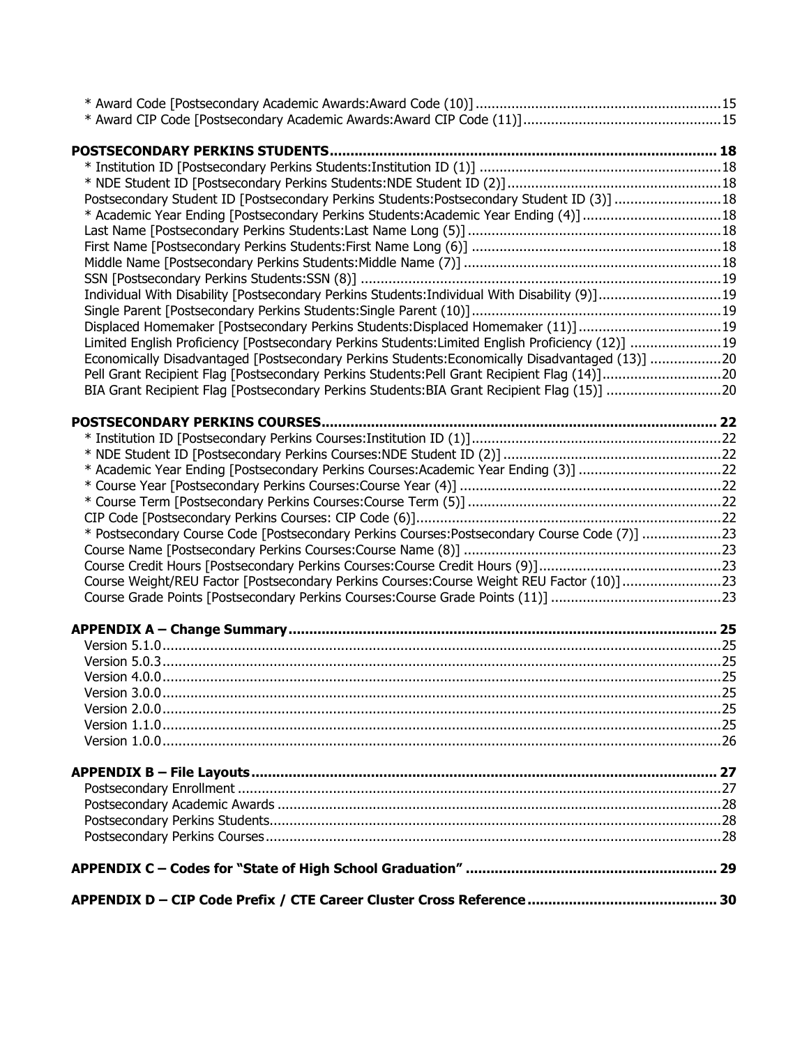* Award Code [Postsecondary Academic Awards:Award Code (10)] ............................................................. 15
* Award CIP Code [Postsecondary Academic Awards:Award CIP Code (11)] ................................................. 15

**POSTSECONDARY PERKINS STUDENTS ............................................................................................ 18**

* Institution ID [Postsecondary Perkins Students:Institution ID (1)] ............................................................ 18
* NDE Student ID [Postsecondary Perkins Students:NDE Student ID (2)] ...................................................... 18

Postsecondary Student ID [Postsecondary Perkins Students:Postsecondary Student ID (3)] ........................... 18

* Academic Year Ending [Postsecondary Perkins Students:Academic Year Ending (4)] .................................. 18

Last Name [Postsecondary Perkins Students:Last Name Long (5)] ................................................................ 18
First Name [Postsecondary Perkins Students:First Name Long (6)] ............................................................... 18
Middle Name [Postsecondary Perkins Students:Middle Name (7)] ................................................................ 18
SSN [Postsecondary Perkins Students:SSN (8)] ........................................................................................... 19
Individual With Disability [Postsecondary Perkins Students:Individual With Disability (9)] .............................. 19
Single Parent [Postsecondary Perkins Students:Single Parent (10)] .............................................................. 19
Displaced Homemaker [Postsecondary Perkins Students:Displaced Homemaker (11)] .................................... 19
Limited English Proficiency [Postsecondary Perkins Students:Limited English Proficiency (12)] ....................... 19
Economically Disadvantaged [Postsecondary Perkins Students:Economically Disadvantaged (13)] .................. 20
Pell Grant Recipient Flag [Postsecondary Perkins Students:Pell Grant Recipient Flag (14)] .............................. 20
BIA Grant Recipient Flag [Postsecondary Perkins Students:BIA Grant Recipient Flag (15)] ............................. 20

**POSTSECONDARY PERKINS COURSES ............................................................................................... 22**

* Institution ID [Postsecondary Perkins Courses:Institution ID (1)] .............................................................. 22
* NDE Student ID [Postsecondary Perkins Courses:NDE Student ID (2)] ....................................................... 22
* Academic Year Ending [Postsecondary Perkins Courses:Academic Year Ending (3)] ................................... 22
* Course Year [Postsecondary Perkins Courses:Course Year (4)] ................................................................. 22
* Course Term [Postsecondary Perkins Courses:Course Term (5)] ................................................................ 22

CIP Code [Postsecondary Perkins Courses: CIP Code (6)] ............................................................................ 22

* Postsecondary Course Code [Postsecondary Perkins Courses:Postsecondary Course Code (7)] .................... 23

Course Name [Postsecondary Perkins Courses:Course Name (8)] ................................................................. 23
Course Credit Hours [Postsecondary Perkins Courses:Course Credit Hours (9)] ............................................. 23
Course Weight/REU Factor [Postsecondary Perkins Courses:Course Weight REU Factor (10)] ......................... 23
Course Grade Points [Postsecondary Perkins Courses:Course Grade Points (11)] ........................................... 23

**APPENDIX A – Change Summary ........................................................................................................ 25**

Version 5.1.0 ............................................................................................................................................ 25
Version 5.0.3 ............................................................................................................................................ 25
Version 4.0.0 ............................................................................................................................................ 25
Version 3.0.0 ............................................................................................................................................ 25
Version 2.0.0 ............................................................................................................................................ 25
Version 1.1.0 ............................................................................................................................................ 25
Version 1.0.0 ............................................................................................................................................ 26

**APPENDIX B – File Layouts ................................................................................................................. 27**

Postsecondary Enrollment .......................................................................................................................... 27
Postsecondary Academic Awards ................................................................................................................ 28
Postsecondary Perkins Students.................................................................................................................. 28
Postsecondary Perkins Courses ................................................................................................................... 28

**APPENDIX C – Codes for "State of High School Graduation" ............................................................. 29**

**APPENDIX D – CIP Code Prefix / CTE Career Cluster Cross Reference ............................................. 30**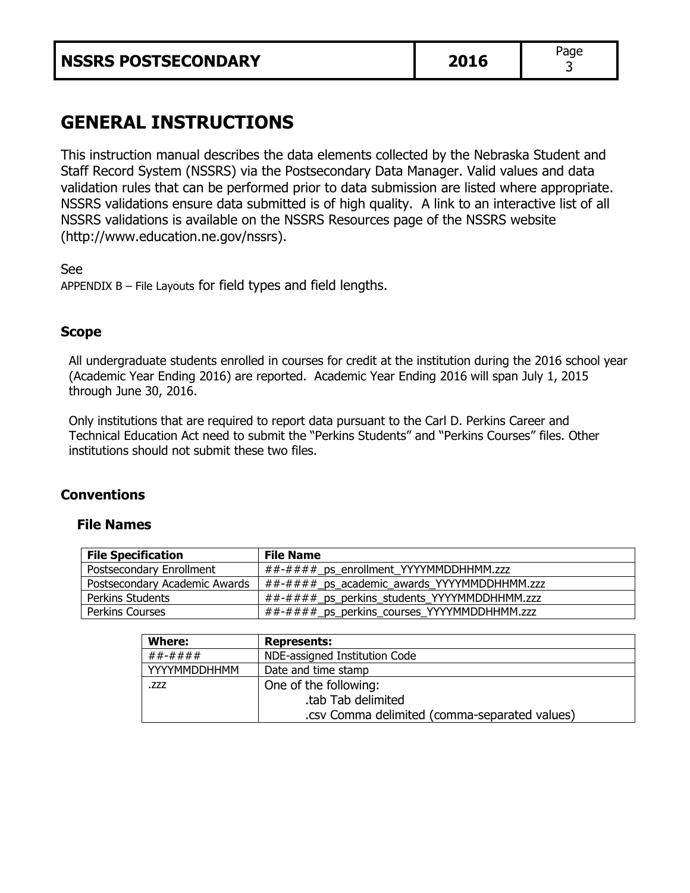# GENERAL INSTRUCTIONS

This instruction manual describes the data elements collected by the Nebraska Student and Staff Record System (NSSRS) via the Postsecondary Data Manager. Valid values and data validation rules that can be performed prior to data submission are listed where appropriate. NSSRS validations ensure data submitted is of high quality. A link to an interactive list of all NSSRS validations is available on the NSSRS Resources page of the NSSRS website (http://www.education.ne.gov/nssrs).

See
APPENDIX B – File Layouts for field types and field lengths.

## Scope

All undergraduate students enrolled in courses for credit at the institution during the 2016 school year (Academic Year Ending 2016) are reported. Academic Year Ending 2016 will span July 1, 2015 through June 30, 2016.

Only institutions that are required to report data pursuant to the Carl D. Perkins Career and Technical Education Act need to submit the "Perkins Students" and "Perkins Courses" files. Other institutions should not submit these two files.

## Conventions

### File Names

| File Specification | File Name |
|---|---|
| Postsecondary Enrollment | ##-####_ps_enrollment_YYYYMMDDHHMM.zzz |
| Postsecondary Academic Awards | ##-####_ps_academic_awards_YYYYMMDDHHMM.zzz |
| Perkins Students | ##-####_ps_perkins_students_YYYYMMDDHHMM.zzz |
| Perkins Courses | ##-####_ps_perkins_courses_YYYYMMDDHHMM.zzz |

| Where: | Represents: |
|---|---|
| ##-#### | NDE-assigned Institution Code |
| YYYYMMDDHHMM | Date and time stamp |
| .zzz | One of the following:<br>.tab Tab delimited<br>.csv Comma delimited (comma-separated values) |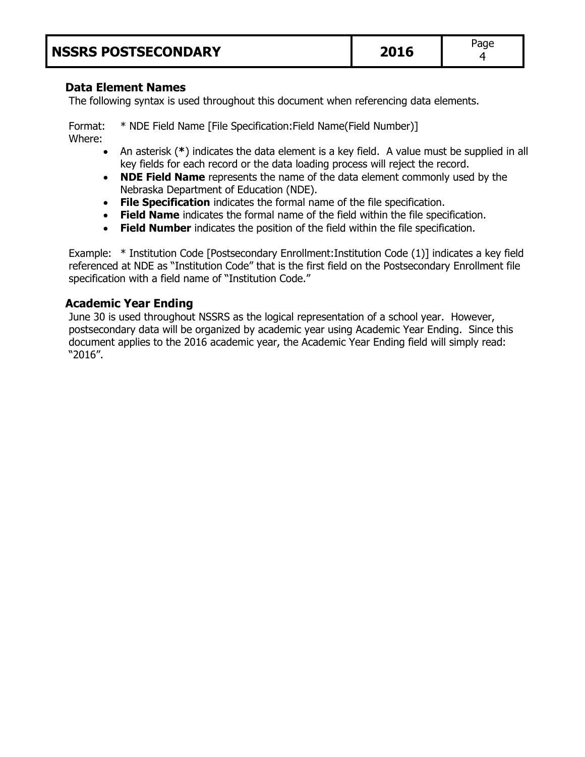## Data Element Names

The following syntax is used throughout this document when referencing data elements.

Format: * NDE Field Name [File Specification:Field Name(Field Number)]
Where:

- An asterisk (*) indicates the data element is a key field. A value must be supplied in all key fields for each record or the data loading process will reject the record.
- **NDE Field Name** represents the name of the data element commonly used by the Nebraska Department of Education (NDE).
- **File Specification** indicates the formal name of the file specification.
- **Field Name** indicates the formal name of the field within the file specification.
- **Field Number** indicates the position of the field within the file specification.

Example: * Institution Code [Postsecondary Enrollment:Institution Code (1)] indicates a key field referenced at NDE as "Institution Code" that is the first field on the Postsecondary Enrollment file specification with a field name of "Institution Code."

## Academic Year Ending

June 30 is used throughout NSSRS as the logical representation of a school year. However, postsecondary data will be organized by academic year using Academic Year Ending. Since this document applies to the 2016 academic year, the Academic Year Ending field will simply read: "2016".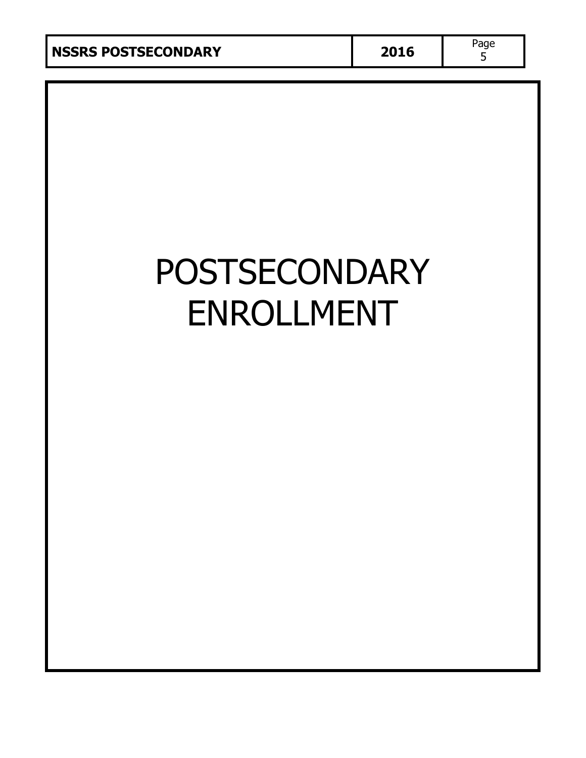# POSTSECONDARY ENROLLMENT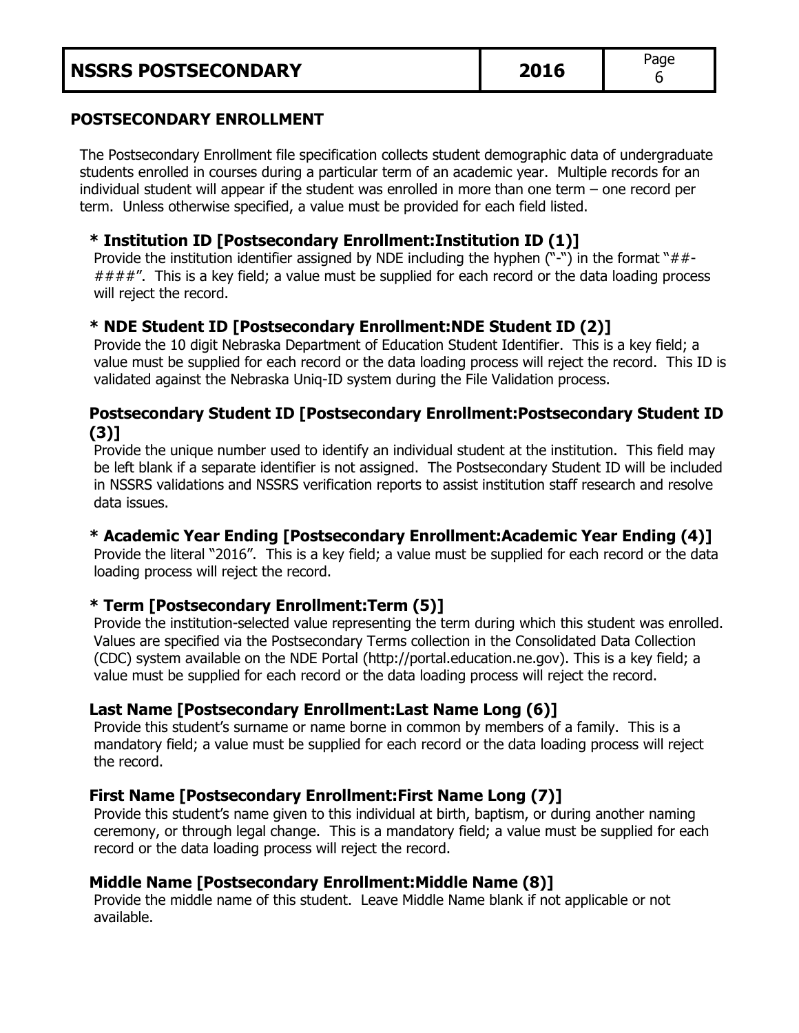## POSTSECONDARY ENROLLMENT

The Postsecondary Enrollment file specification collects student demographic data of undergraduate students enrolled in courses during a particular term of an academic year. Multiple records for an individual student will appear if the student was enrolled in more than one term – one record per term. Unless otherwise specified, a value must be provided for each field listed.

### * Institution ID [Postsecondary Enrollment:Institution ID (1)]

Provide the institution identifier assigned by NDE including the hyphen ("-") in the format "##-####". This is a key field; a value must be supplied for each record or the data loading process will reject the record.

### * NDE Student ID [Postsecondary Enrollment:NDE Student ID (2)]

Provide the 10 digit Nebraska Department of Education Student Identifier. This is a key field; a value must be supplied for each record or the data loading process will reject the record. This ID is validated against the Nebraska Uniq-ID system during the File Validation process.

### Postsecondary Student ID [Postsecondary Enrollment:Postsecondary Student ID (3)]

Provide the unique number used to identify an individual student at the institution. This field may be left blank if a separate identifier is not assigned. The Postsecondary Student ID will be included in NSSRS validations and NSSRS verification reports to assist institution staff research and resolve data issues.

### * Academic Year Ending [Postsecondary Enrollment:Academic Year Ending (4)]

Provide the literal "2016". This is a key field; a value must be supplied for each record or the data loading process will reject the record.

### * Term [Postsecondary Enrollment:Term (5)]

Provide the institution-selected value representing the term during which this student was enrolled. Values are specified via the Postsecondary Terms collection in the Consolidated Data Collection (CDC) system available on the NDE Portal (http://portal.education.ne.gov). This is a key field; a value must be supplied for each record or the data loading process will reject the record.

### Last Name [Postsecondary Enrollment:Last Name Long (6)]

Provide this student's surname or name borne in common by members of a family. This is a mandatory field; a value must be supplied for each record or the data loading process will reject the record.

### First Name [Postsecondary Enrollment:First Name Long (7)]

Provide this student's name given to this individual at birth, baptism, or during another naming ceremony, or through legal change. This is a mandatory field; a value must be supplied for each record or the data loading process will reject the record.

### Middle Name [Postsecondary Enrollment:Middle Name (8)]

Provide the middle name of this student. Leave Middle Name blank if not applicable or not available.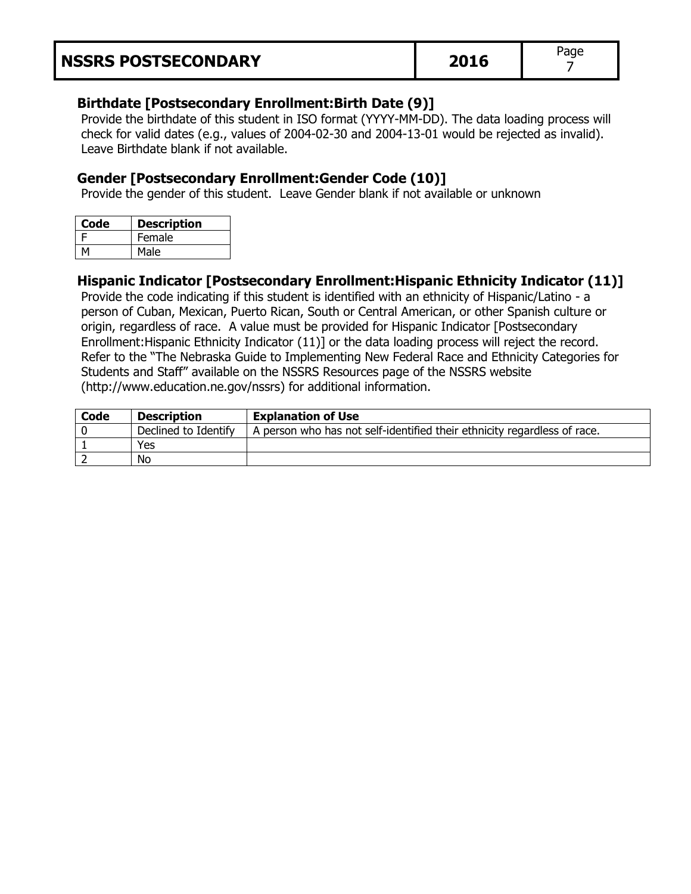### Birthdate [Postsecondary Enrollment:Birth Date (9)]

Provide the birthdate of this student in ISO format (YYYY-MM-DD). The data loading process will check for valid dates (e.g., values of 2004-02-30 and 2004-13-01 would be rejected as invalid). Leave Birthdate blank if not available.

### Gender [Postsecondary Enrollment:Gender Code (10)]

Provide the gender of this student. Leave Gender blank if not available or unknown

| Code | Description |
|---|---|
| F | Female |
| M | Male |

### Hispanic Indicator [Postsecondary Enrollment:Hispanic Ethnicity Indicator (11)]

Provide the code indicating if this student is identified with an ethnicity of Hispanic/Latino - a person of Cuban, Mexican, Puerto Rican, South or Central American, or other Spanish culture or origin, regardless of race. A value must be provided for Hispanic Indicator [Postsecondary Enrollment:Hispanic Ethnicity Indicator (11)] or the data loading process will reject the record. Refer to the "The Nebraska Guide to Implementing New Federal Race and Ethnicity Categories for Students and Staff" available on the NSSRS Resources page of the NSSRS website (http://www.education.ne.gov/nssrs) for additional information.

| Code | Description | Explanation of Use |
|---|---|---|
| 0 | Declined to Identify | A person who has not self-identified their ethnicity regardless of race. |
| 1 | Yes | |
| 2 | No | |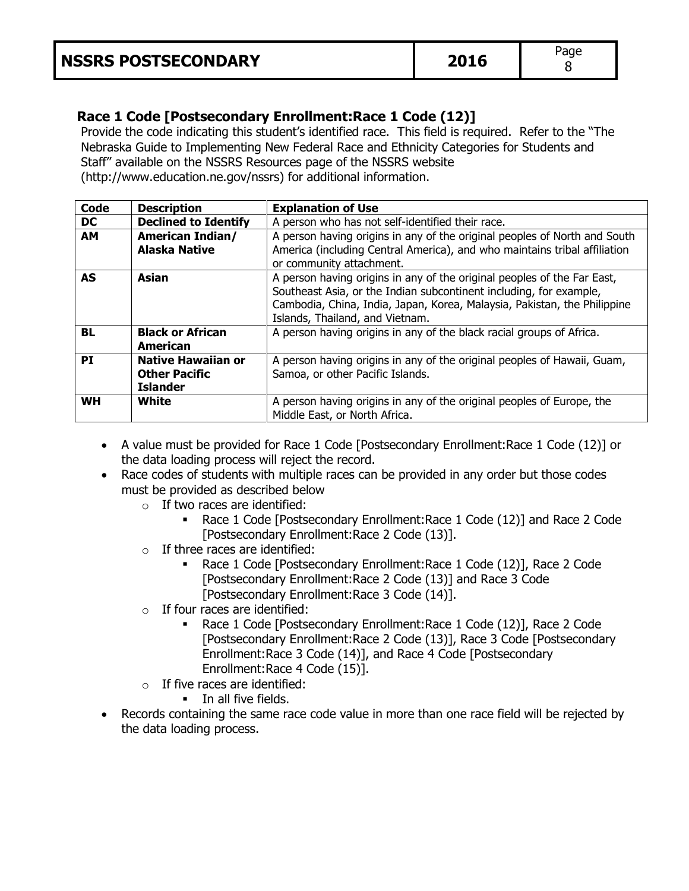## Race 1 Code [Postsecondary Enrollment:Race 1 Code (12)]

Provide the code indicating this student's identified race. This field is required. Refer to the "The Nebraska Guide to Implementing New Federal Race and Ethnicity Categories for Students and Staff" available on the NSSRS Resources page of the NSSRS website (http://www.education.ne.gov/nssrs) for additional information.

| Code | Description | Explanation of Use |
|---|---|---|
| **DC** | **Declined to Identify** | A person who has not self-identified their race. |
| **AM** | **American Indian/ Alaska Native** | A person having origins in any of the original peoples of North and South America (including Central America), and who maintains tribal affiliation or community attachment. |
| **AS** | **Asian** | A person having origins in any of the original peoples of the Far East, Southeast Asia, or the Indian subcontinent including, for example, Cambodia, China, India, Japan, Korea, Malaysia, Pakistan, the Philippine Islands, Thailand, and Vietnam. |
| **BL** | **Black or African American** | A person having origins in any of the black racial groups of Africa. |
| **PI** | **Native Hawaiian or Other Pacific Islander** | A person having origins in any of the original peoples of Hawaii, Guam, Samoa, or other Pacific Islands. |
| **WH** | **White** | A person having origins in any of the original peoples of Europe, the Middle East, or North Africa. |

- A value must be provided for Race 1 Code [Postsecondary Enrollment:Race 1 Code (12)] or the data loading process will reject the record.
- Race codes of students with multiple races can be provided in any order but those codes must be provided as described below
  - If two races are identified:
    - Race 1 Code [Postsecondary Enrollment:Race 1 Code (12)] and Race 2 Code [Postsecondary Enrollment:Race 2 Code (13)].
  - If three races are identified:
    - Race 1 Code [Postsecondary Enrollment:Race 1 Code (12)], Race 2 Code [Postsecondary Enrollment:Race 2 Code (13)] and Race 3 Code [Postsecondary Enrollment:Race 3 Code (14)].
  - If four races are identified:
    - Race 1 Code [Postsecondary Enrollment:Race 1 Code (12)], Race 2 Code [Postsecondary Enrollment:Race 2 Code (13)], Race 3 Code [Postsecondary Enrollment:Race 3 Code (14)], and Race 4 Code [Postsecondary Enrollment:Race 4 Code (15)].
  - If five races are identified:
    - In all five fields.
- Records containing the same race code value in more than one race field will be rejected by the data loading process.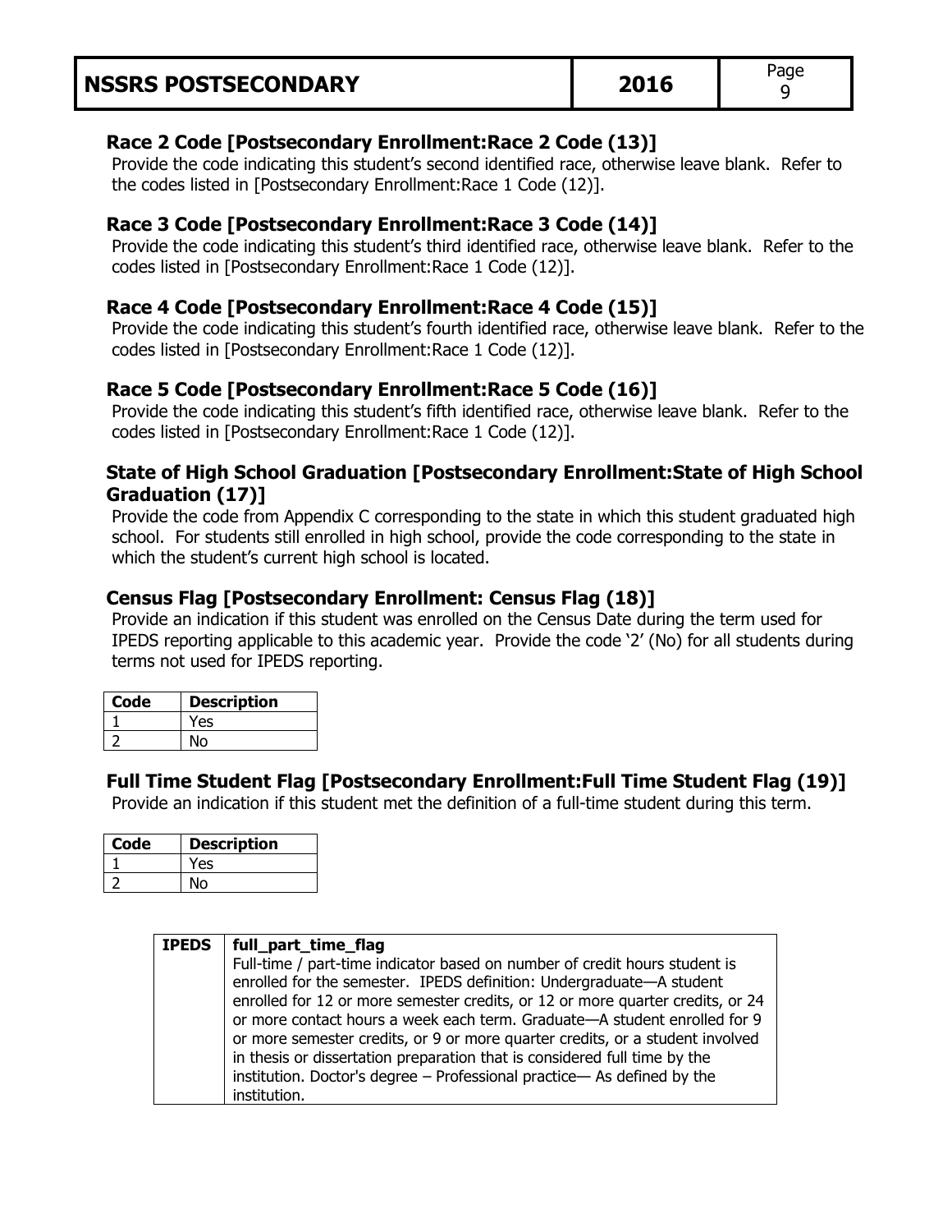### Race 2 Code [Postsecondary Enrollment:Race 2 Code (13)]

Provide the code indicating this student's second identified race, otherwise leave blank. Refer to the codes listed in [Postsecondary Enrollment:Race 1 Code (12)].

### Race 3 Code [Postsecondary Enrollment:Race 3 Code (14)]

Provide the code indicating this student's third identified race, otherwise leave blank. Refer to the codes listed in [Postsecondary Enrollment:Race 1 Code (12)].

### Race 4 Code [Postsecondary Enrollment:Race 4 Code (15)]

Provide the code indicating this student's fourth identified race, otherwise leave blank. Refer to the codes listed in [Postsecondary Enrollment:Race 1 Code (12)].

### Race 5 Code [Postsecondary Enrollment:Race 5 Code (16)]

Provide the code indicating this student's fifth identified race, otherwise leave blank. Refer to the codes listed in [Postsecondary Enrollment:Race 1 Code (12)].

### State of High School Graduation [Postsecondary Enrollment:State of High School Graduation (17)]

Provide the code from Appendix C corresponding to the state in which this student graduated high school. For students still enrolled in high school, provide the code corresponding to the state in which the student's current high school is located.

### Census Flag [Postsecondary Enrollment: Census Flag (18)]

Provide an indication if this student was enrolled on the Census Date during the term used for IPEDS reporting applicable to this academic year. Provide the code '2' (No) for all students during terms not used for IPEDS reporting.

| Code | Description |
|---|---|
| 1 | Yes |
| 2 | No |

### Full Time Student Flag [Postsecondary Enrollment:Full Time Student Flag (19)]

Provide an indication if this student met the definition of a full-time student during this term.

| Code | Description |
|---|---|
| 1 | Yes |
| 2 | No |

| IPEDS | full_part_time_flag<br>Full-time / part-time indicator based on number of credit hours student is enrolled for the semester. IPEDS definition: Undergraduate—A student enrolled for 12 or more semester credits, or 12 or more quarter credits, or 24 or more contact hours a week each term. Graduate—A student enrolled for 9 or more semester credits, or 9 or more quarter credits, or a student involved in thesis or dissertation preparation that is considered full time by the institution. Doctor's degree – Professional practice— As defined by the institution. |
|---|---|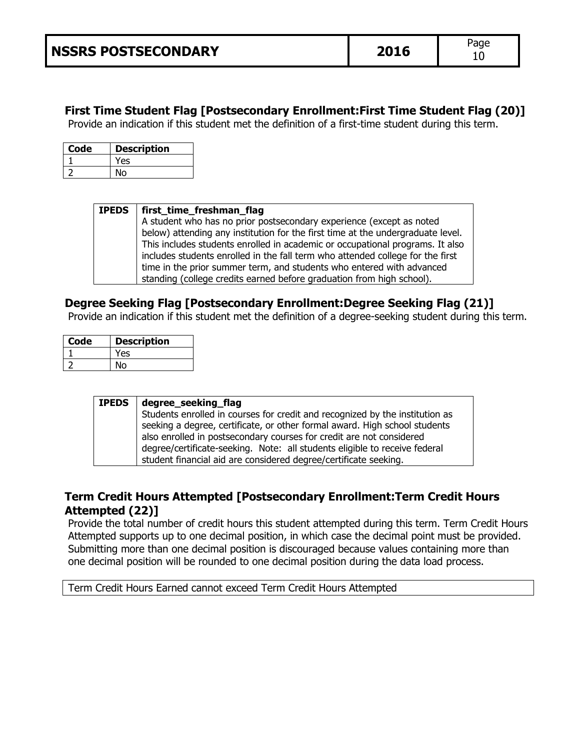### First Time Student Flag [Postsecondary Enrollment:First Time Student Flag (20)]

Provide an indication if this student met the definition of a first-time student during this term.

| Code | Description |
|---|---|
| 1 | Yes |
| 2 | No |

| IPEDS | first_time_freshman_flag |
|---|---|
| | A student who has no prior postsecondary experience (except as noted below) attending any institution for the first time at the undergraduate level. This includes students enrolled in academic or occupational programs. It also includes students enrolled in the fall term who attended college for the first time in the prior summer term, and students who entered with advanced standing (college credits earned before graduation from high school). |

### Degree Seeking Flag [Postsecondary Enrollment:Degree Seeking Flag (21)]

Provide an indication if this student met the definition of a degree-seeking student during this term.

| Code | Description |
|---|---|
| 1 | Yes |
| 2 | No |

| IPEDS | degree_seeking_flag |
|---|---|
| | Students enrolled in courses for credit and recognized by the institution as seeking a degree, certificate, or other formal award. High school students also enrolled in postsecondary courses for credit are not considered degree/certificate-seeking. Note: all students eligible to receive federal student financial aid are considered degree/certificate seeking. |

### Term Credit Hours Attempted [Postsecondary Enrollment:Term Credit Hours Attempted (22)]

Provide the total number of credit hours this student attempted during this term. Term Credit Hours Attempted supports up to one decimal position, in which case the decimal point must be provided. Submitting more than one decimal position is discouraged because values containing more than one decimal position will be rounded to one decimal position during the data load process.

| Term Credit Hours Earned cannot exceed Term Credit Hours Attempted |
|---|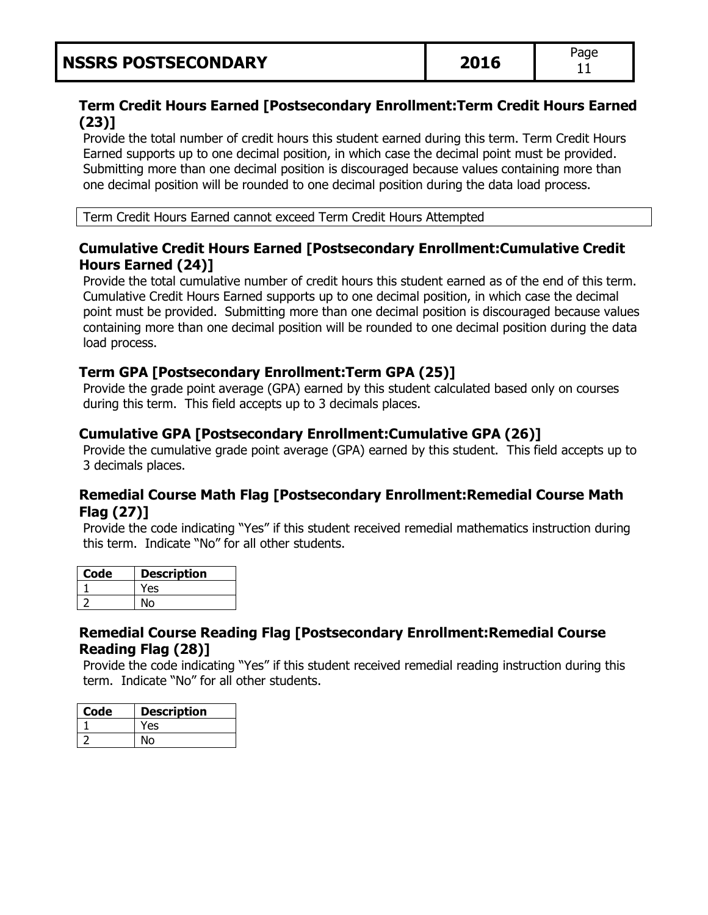### Term Credit Hours Earned [Postsecondary Enrollment:Term Credit Hours Earned (23)]

Provide the total number of credit hours this student earned during this term. Term Credit Hours Earned supports up to one decimal position, in which case the decimal point must be provided. Submitting more than one decimal position is discouraged because values containing more than one decimal position will be rounded to one decimal position during the data load process.

| Term Credit Hours Earned cannot exceed Term Credit Hours Attempted |
|---|

### Cumulative Credit Hours Earned [Postsecondary Enrollment:Cumulative Credit Hours Earned (24)]

Provide the total cumulative number of credit hours this student earned as of the end of this term. Cumulative Credit Hours Earned supports up to one decimal position, in which case the decimal point must be provided. Submitting more than one decimal position is discouraged because values containing more than one decimal position will be rounded to one decimal position during the data load process.

### Term GPA [Postsecondary Enrollment:Term GPA (25)]

Provide the grade point average (GPA) earned by this student calculated based only on courses during this term. This field accepts up to 3 decimals places.

### Cumulative GPA [Postsecondary Enrollment:Cumulative GPA (26)]

Provide the cumulative grade point average (GPA) earned by this student. This field accepts up to 3 decimals places.

### Remedial Course Math Flag [Postsecondary Enrollment:Remedial Course Math Flag (27)]

Provide the code indicating "Yes" if this student received remedial mathematics instruction during this term. Indicate "No" for all other students.

| Code | Description |
|---|---|
| 1 | Yes |
| 2 | No |

### Remedial Course Reading Flag [Postsecondary Enrollment:Remedial Course Reading Flag (28)]

Provide the code indicating "Yes" if this student received remedial reading instruction during this term. Indicate "No" for all other students.

| Code | Description |
|---|---|
| 1 | Yes |
| 2 | No |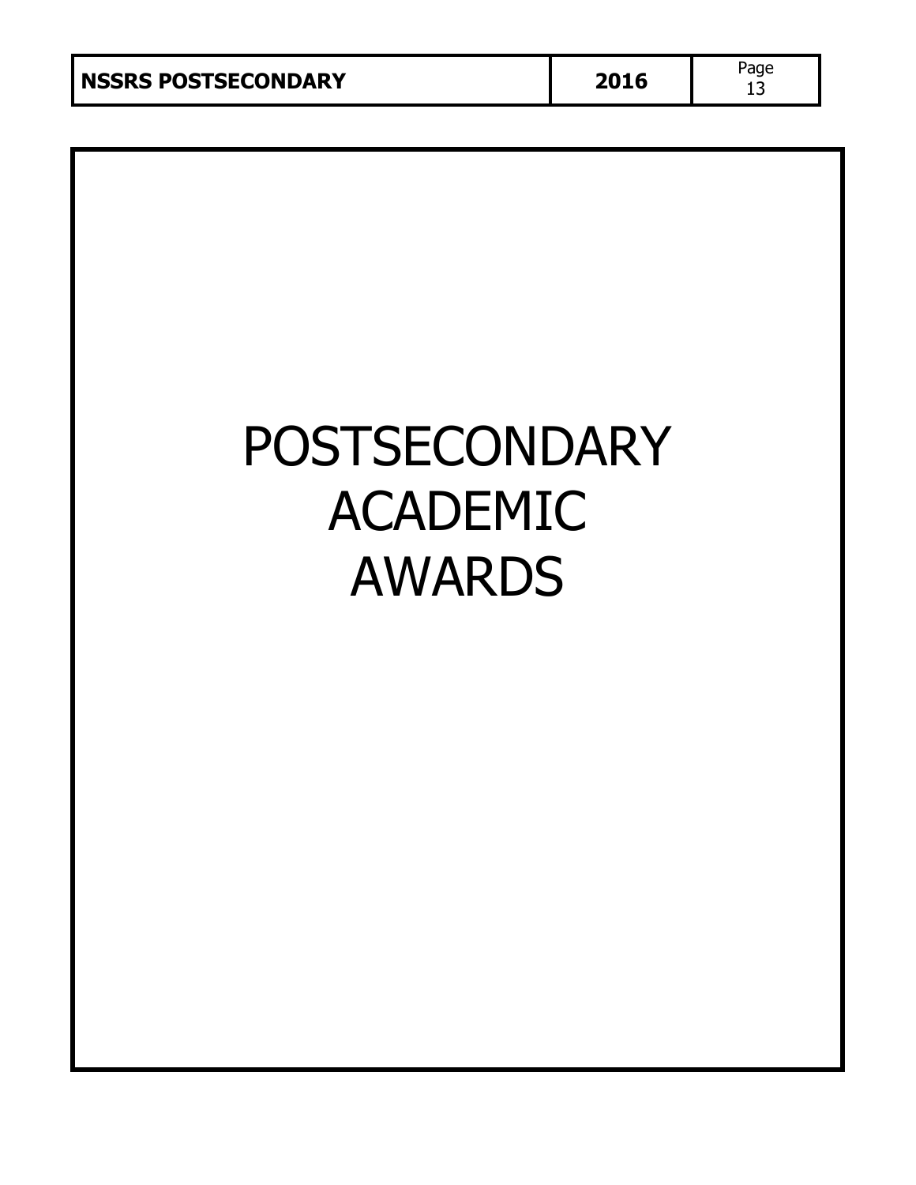# POSTSECONDARY ACADEMIC AWARDS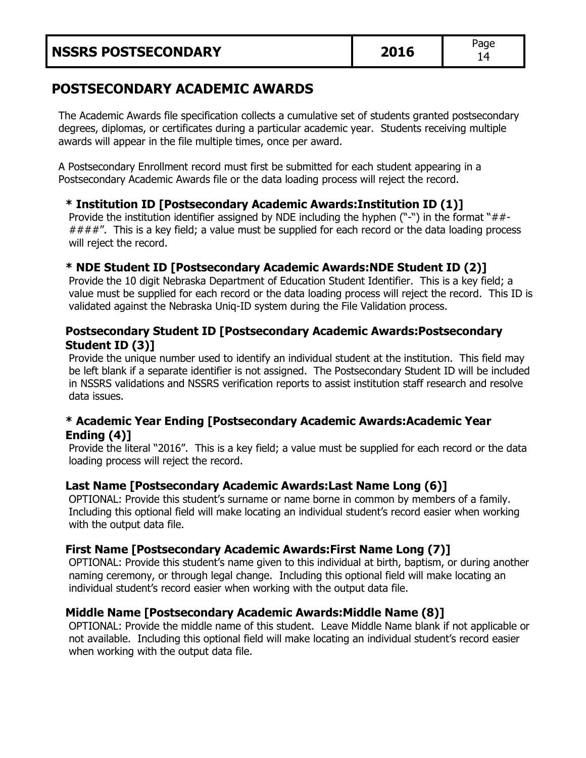# POSTSECONDARY ACADEMIC AWARDS

The Academic Awards file specification collects a cumulative set of students granted postsecondary degrees, diplomas, or certificates during a particular academic year. Students receiving multiple awards will appear in the file multiple times, once per award.

A Postsecondary Enrollment record must first be submitted for each student appearing in a Postsecondary Academic Awards file or the data loading process will reject the record.

### * Institution ID [Postsecondary Academic Awards:Institution ID (1)]

Provide the institution identifier assigned by NDE including the hyphen ("-") in the format "##-####". This is a key field; a value must be supplied for each record or the data loading process will reject the record.

### * NDE Student ID [Postsecondary Academic Awards:NDE Student ID (2)]

Provide the 10 digit Nebraska Department of Education Student Identifier. This is a key field; a value must be supplied for each record or the data loading process will reject the record. This ID is validated against the Nebraska Uniq-ID system during the File Validation process.

### Postsecondary Student ID [Postsecondary Academic Awards:Postsecondary Student ID (3)]

Provide the unique number used to identify an individual student at the institution. This field may be left blank if a separate identifier is not assigned. The Postsecondary Student ID will be included in NSSRS validations and NSSRS verification reports to assist institution staff research and resolve data issues.

### * Academic Year Ending [Postsecondary Academic Awards:Academic Year Ending (4)]

Provide the literal "2016". This is a key field; a value must be supplied for each record or the data loading process will reject the record.

### Last Name [Postsecondary Academic Awards:Last Name Long (6)]

OPTIONAL: Provide this student's surname or name borne in common by members of a family. Including this optional field will make locating an individual student's record easier when working with the output data file.

### First Name [Postsecondary Academic Awards:First Name Long (7)]

OPTIONAL: Provide this student's name given to this individual at birth, baptism, or during another naming ceremony, or through legal change. Including this optional field will make locating an individual student's record easier when working with the output data file.

### Middle Name [Postsecondary Academic Awards:Middle Name (8)]

OPTIONAL: Provide the middle name of this student. Leave Middle Name blank if not applicable or not available. Including this optional field will make locating an individual student's record easier when working with the output data file.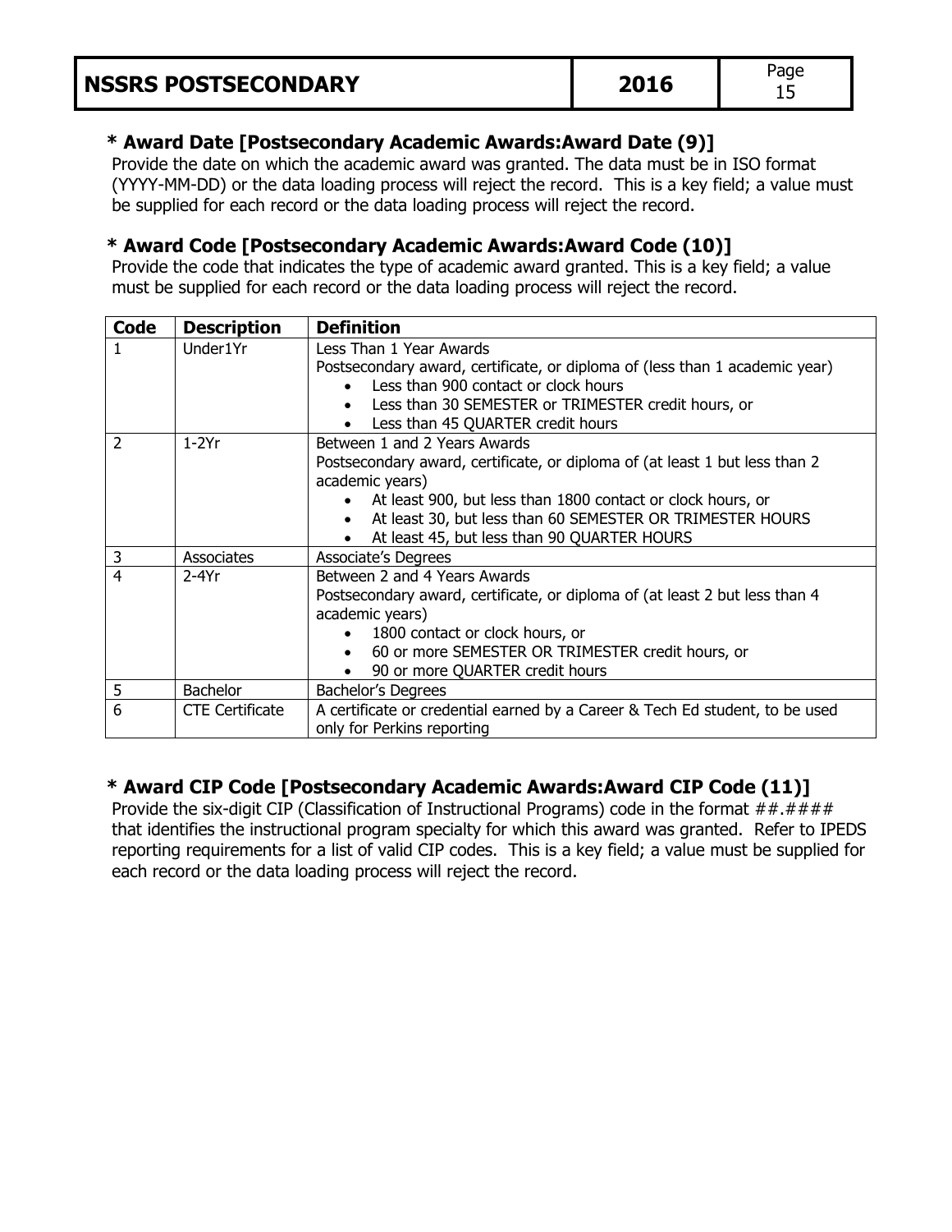### * Award Date [Postsecondary Academic Awards:Award Date (9)]

Provide the date on which the academic award was granted. The data must be in ISO format (YYYY-MM-DD) or the data loading process will reject the record. This is a key field; a value must be supplied for each record or the data loading process will reject the record.

### * Award Code [Postsecondary Academic Awards:Award Code (10)]

Provide the code that indicates the type of academic award granted. This is a key field; a value must be supplied for each record or the data loading process will reject the record.

| Code | Description | Definition |
|---|---|---|
| 1 | Under1Yr | Less Than 1 Year Awards<br>Postsecondary award, certificate, or diploma of (less than 1 academic year)<br>• Less than 900 contact or clock hours<br>• Less than 30 SEMESTER or TRIMESTER credit hours, or<br>• Less than 45 QUARTER credit hours |
| 2 | 1-2Yr | Between 1 and 2 Years Awards<br>Postsecondary award, certificate, or diploma of (at least 1 but less than 2 academic years)<br>• At least 900, but less than 1800 contact or clock hours, or<br>• At least 30, but less than 60 SEMESTER OR TRIMESTER HOURS<br>• At least 45, but less than 90 QUARTER HOURS |
| 3 | Associates | Associate's Degrees |
| 4 | 2-4Yr | Between 2 and 4 Years Awards<br>Postsecondary award, certificate, or diploma of (at least 2 but less than 4 academic years)<br>• 1800 contact or clock hours, or<br>• 60 or more SEMESTER OR TRIMESTER credit hours, or<br>• 90 or more QUARTER credit hours |
| 5 | Bachelor | Bachelor's Degrees |
| 6 | CTE Certificate | A certificate or credential earned by a Career & Tech Ed student, to be used only for Perkins reporting |

### * Award CIP Code [Postsecondary Academic Awards:Award CIP Code (11)]

Provide the six-digit CIP (Classification of Instructional Programs) code in the format ##.#### that identifies the instructional program specialty for which this award was granted. Refer to IPEDS reporting requirements for a list of valid CIP codes. This is a key field; a value must be supplied for each record or the data loading process will reject the record.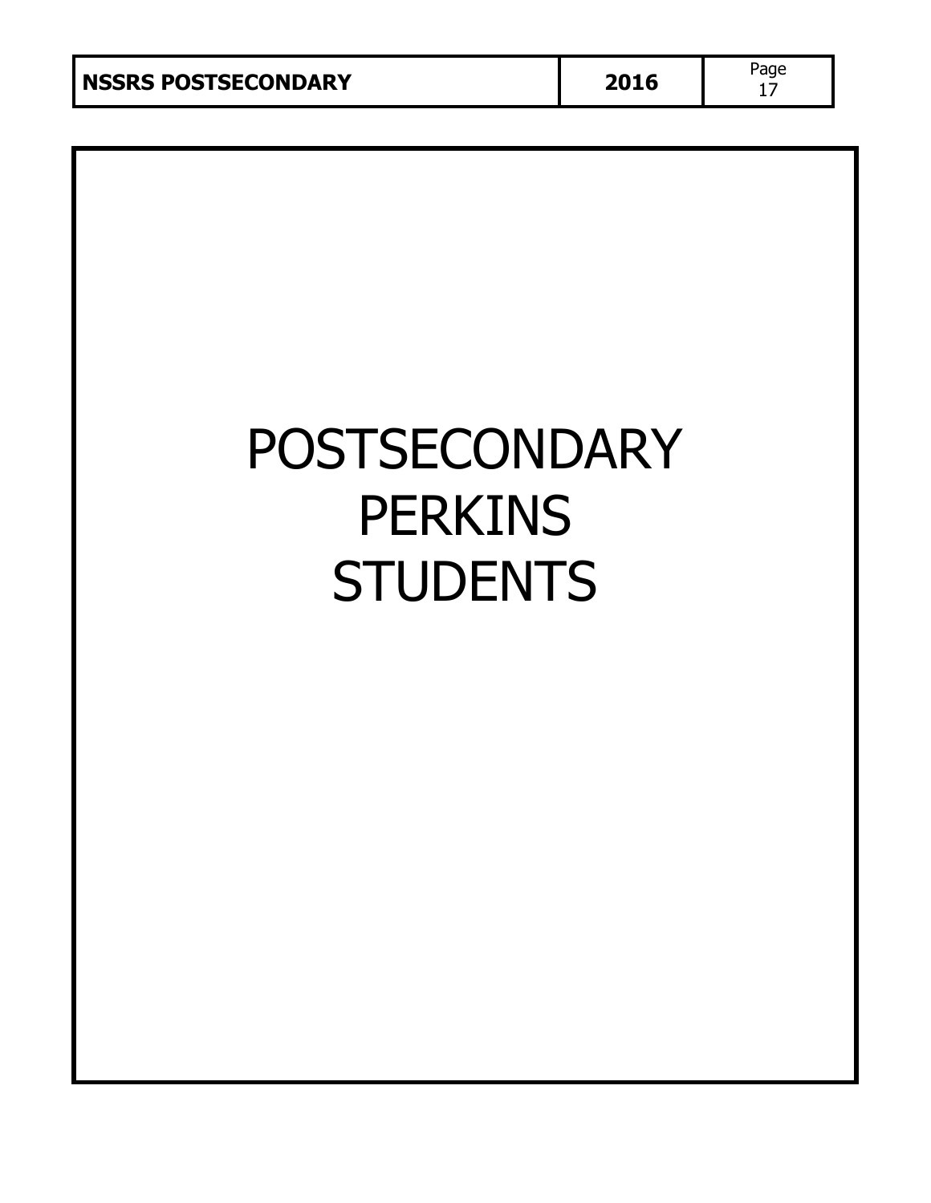# POSTSECONDARY PERKINS STUDENTS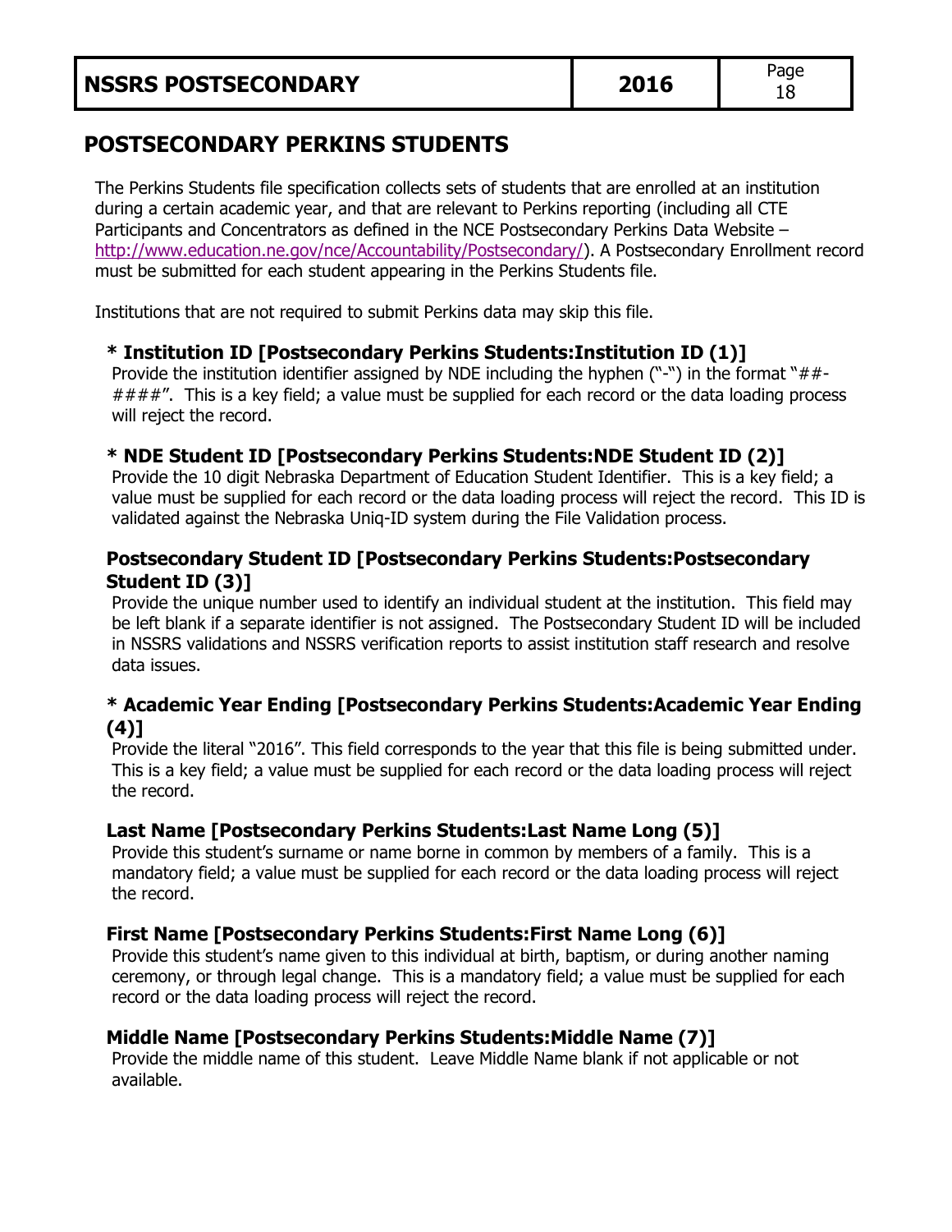## POSTSECONDARY PERKINS STUDENTS

The Perkins Students file specification collects sets of students that are enrolled at an institution during a certain academic year, and that are relevant to Perkins reporting (including all CTE Participants and Concentrators as defined in the NCE Postsecondary Perkins Data Website – http://www.education.ne.gov/nce/Accountability/Postsecondary/). A Postsecondary Enrollment record must be submitted for each student appearing in the Perkins Students file.

Institutions that are not required to submit Perkins data may skip this file.

### * Institution ID [Postsecondary Perkins Students:Institution ID (1)]

Provide the institution identifier assigned by NDE including the hyphen ("-") in the format "##-####". This is a key field; a value must be supplied for each record or the data loading process will reject the record.

### * NDE Student ID [Postsecondary Perkins Students:NDE Student ID (2)]

Provide the 10 digit Nebraska Department of Education Student Identifier. This is a key field; a value must be supplied for each record or the data loading process will reject the record. This ID is validated against the Nebraska Uniq-ID system during the File Validation process.

### Postsecondary Student ID [Postsecondary Perkins Students:Postsecondary Student ID (3)]

Provide the unique number used to identify an individual student at the institution. This field may be left blank if a separate identifier is not assigned. The Postsecondary Student ID will be included in NSSRS validations and NSSRS verification reports to assist institution staff research and resolve data issues.

### * Academic Year Ending [Postsecondary Perkins Students:Academic Year Ending (4)]

Provide the literal "2016". This field corresponds to the year that this file is being submitted under. This is a key field; a value must be supplied for each record or the data loading process will reject the record.

### Last Name [Postsecondary Perkins Students:Last Name Long (5)]

Provide this student's surname or name borne in common by members of a family. This is a mandatory field; a value must be supplied for each record or the data loading process will reject the record.

### First Name [Postsecondary Perkins Students:First Name Long (6)]

Provide this student's name given to this individual at birth, baptism, or during another naming ceremony, or through legal change. This is a mandatory field; a value must be supplied for each record or the data loading process will reject the record.

### Middle Name [Postsecondary Perkins Students:Middle Name (7)]

Provide the middle name of this student. Leave Middle Name blank if not applicable or not available.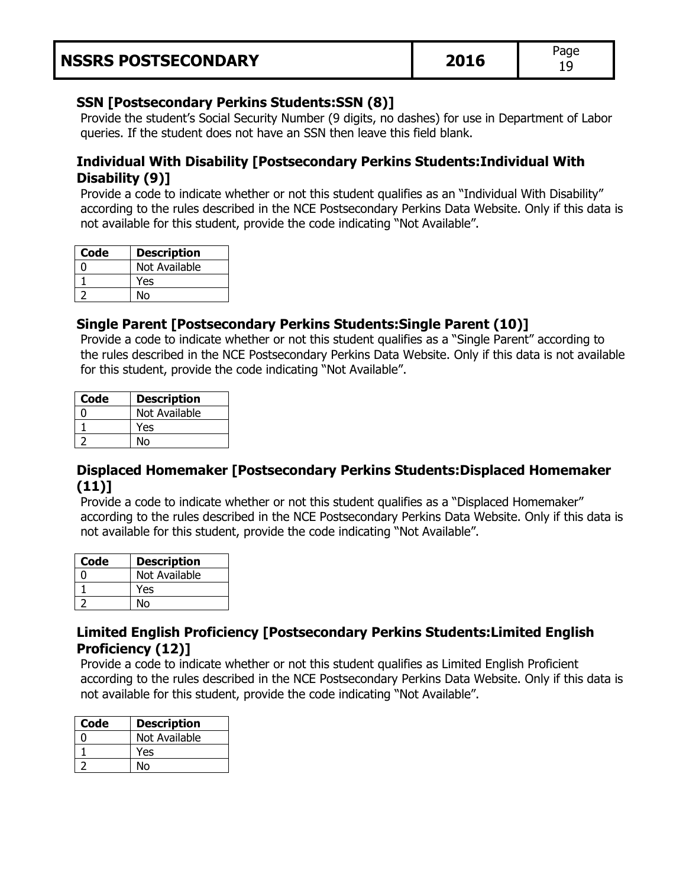### SSN [Postsecondary Perkins Students:SSN (8)]

Provide the student's Social Security Number (9 digits, no dashes) for use in Department of Labor queries. If the student does not have an SSN then leave this field blank.

### Individual With Disability [Postsecondary Perkins Students:Individual With Disability (9)]

Provide a code to indicate whether or not this student qualifies as an "Individual With Disability" according to the rules described in the NCE Postsecondary Perkins Data Website. Only if this data is not available for this student, provide the code indicating "Not Available".

| Code | Description |
|---|---|
| 0 | Not Available |
| 1 | Yes |
| 2 | No |

### Single Parent [Postsecondary Perkins Students:Single Parent (10)]

Provide a code to indicate whether or not this student qualifies as a "Single Parent" according to the rules described in the NCE Postsecondary Perkins Data Website. Only if this data is not available for this student, provide the code indicating "Not Available".

| Code | Description |
|---|---|
| 0 | Not Available |
| 1 | Yes |
| 2 | No |

### Displaced Homemaker [Postsecondary Perkins Students:Displaced Homemaker (11)]

Provide a code to indicate whether or not this student qualifies as a "Displaced Homemaker" according to the rules described in the NCE Postsecondary Perkins Data Website. Only if this data is not available for this student, provide the code indicating "Not Available".

| Code | Description |
|---|---|
| 0 | Not Available |
| 1 | Yes |
| 2 | No |

### Limited English Proficiency [Postsecondary Perkins Students:Limited English Proficiency (12)]

Provide a code to indicate whether or not this student qualifies as Limited English Proficient according to the rules described in the NCE Postsecondary Perkins Data Website. Only if this data is not available for this student, provide the code indicating "Not Available".

| Code | Description |
|---|---|
| 0 | Not Available |
| 1 | Yes |
| 2 | No |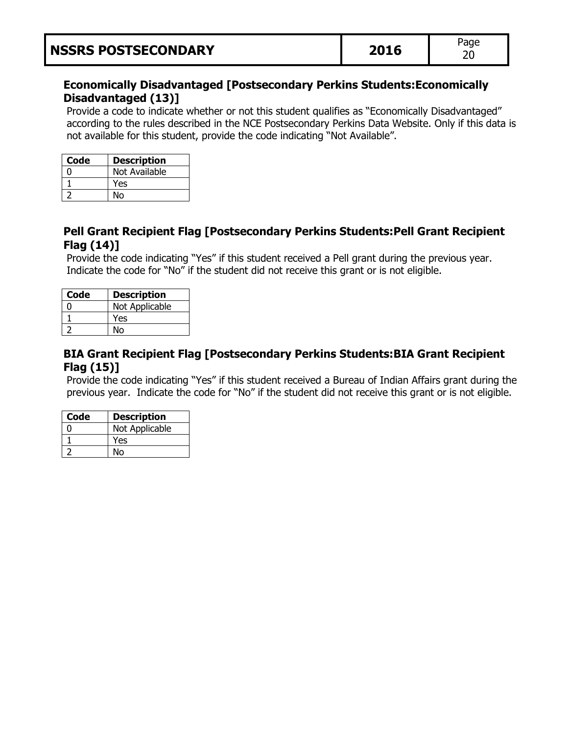### Economically Disadvantaged [Postsecondary Perkins Students:Economically Disadvantaged (13)]

Provide a code to indicate whether or not this student qualifies as "Economically Disadvantaged" according to the rules described in the NCE Postsecondary Perkins Data Website. Only if this data is not available for this student, provide the code indicating "Not Available".

| Code | Description |
|---|---|
| 0 | Not Available |
| 1 | Yes |
| 2 | No |

### Pell Grant Recipient Flag [Postsecondary Perkins Students:Pell Grant Recipient Flag (14)]

Provide the code indicating "Yes" if this student received a Pell grant during the previous year. Indicate the code for "No" if the student did not receive this grant or is not eligible.

| Code | Description |
|---|---|
| 0 | Not Applicable |
| 1 | Yes |
| 2 | No |

### BIA Grant Recipient Flag [Postsecondary Perkins Students:BIA Grant Recipient Flag (15)]

Provide the code indicating "Yes" if this student received a Bureau of Indian Affairs grant during the previous year. Indicate the code for "No" if the student did not receive this grant or is not eligible.

| Code | Description |
|---|---|
| 0 | Not Applicable |
| 1 | Yes |
| 2 | No |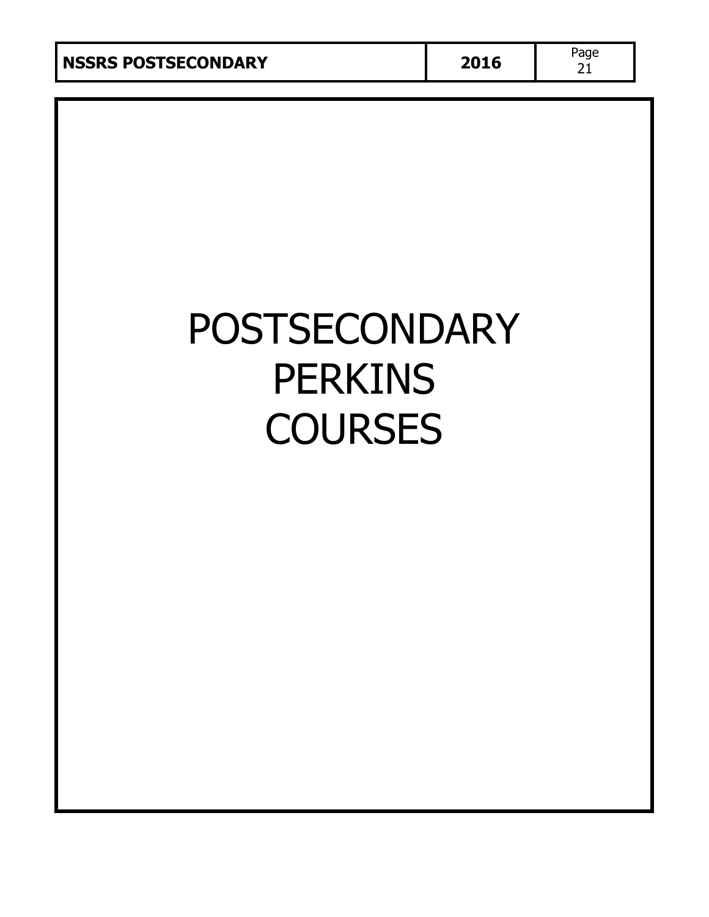# POSTSECONDARY PERKINS COURSES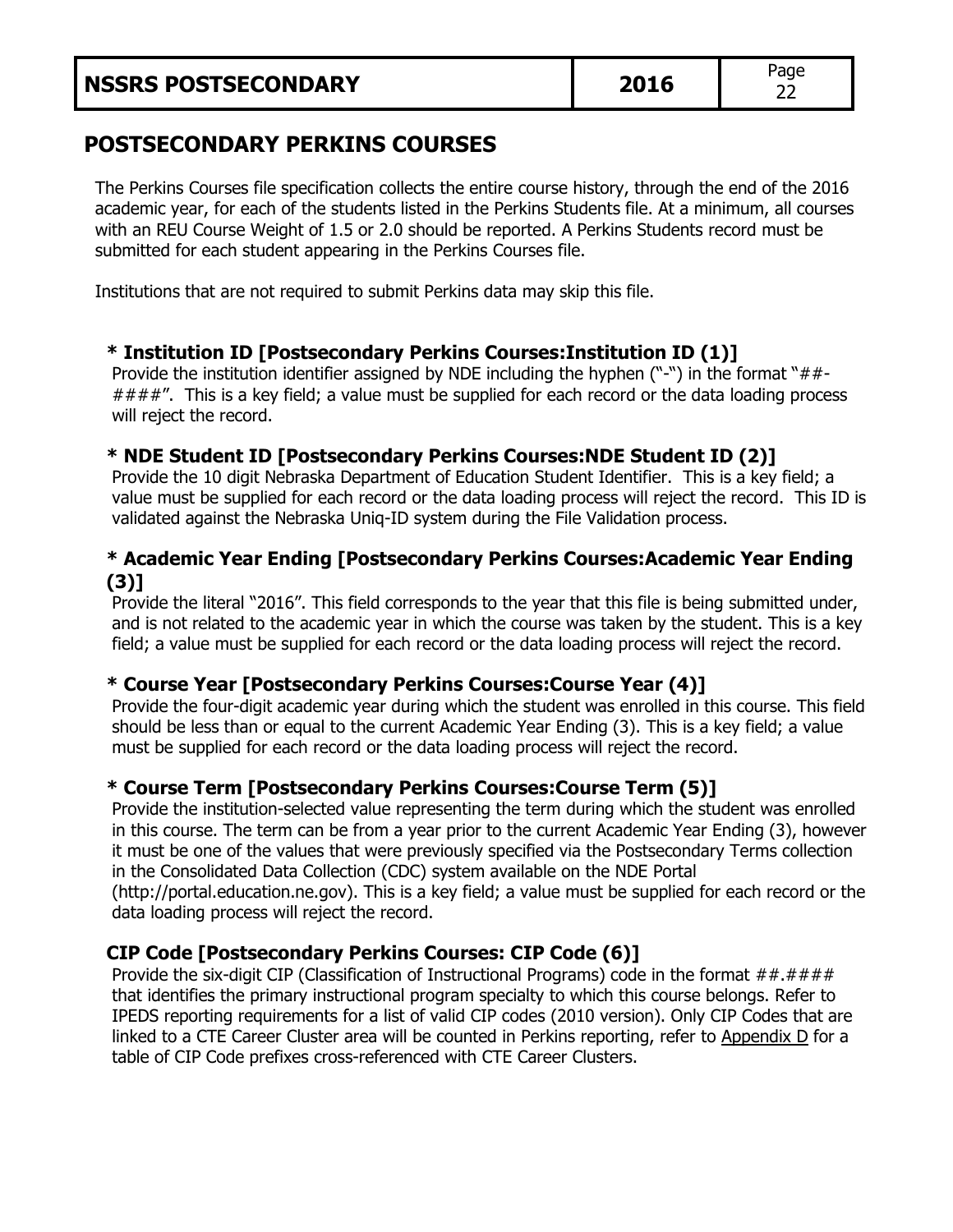## POSTSECONDARY PERKINS COURSES

The Perkins Courses file specification collects the entire course history, through the end of the 2016 academic year, for each of the students listed in the Perkins Students file. At a minimum, all courses with an REU Course Weight of 1.5 or 2.0 should be reported. A Perkins Students record must be submitted for each student appearing in the Perkins Courses file.

Institutions that are not required to submit Perkins data may skip this file.

### * Institution ID [Postsecondary Perkins Courses:Institution ID (1)]

Provide the institution identifier assigned by NDE including the hyphen ("-") in the format "##-####". This is a key field; a value must be supplied for each record or the data loading process will reject the record.

### * NDE Student ID [Postsecondary Perkins Courses:NDE Student ID (2)]

Provide the 10 digit Nebraska Department of Education Student Identifier. This is a key field; a value must be supplied for each record or the data loading process will reject the record. This ID is validated against the Nebraska Uniq-ID system during the File Validation process.

### * Academic Year Ending [Postsecondary Perkins Courses:Academic Year Ending (3)]

Provide the literal "2016". This field corresponds to the year that this file is being submitted under, and is not related to the academic year in which the course was taken by the student. This is a key field; a value must be supplied for each record or the data loading process will reject the record.

### * Course Year [Postsecondary Perkins Courses:Course Year (4)]

Provide the four-digit academic year during which the student was enrolled in this course. This field should be less than or equal to the current Academic Year Ending (3). This is a key field; a value must be supplied for each record or the data loading process will reject the record.

### * Course Term [Postsecondary Perkins Courses:Course Term (5)]

Provide the institution-selected value representing the term during which the student was enrolled in this course. The term can be from a year prior to the current Academic Year Ending (3), however it must be one of the values that were previously specified via the Postsecondary Terms collection in the Consolidated Data Collection (CDC) system available on the NDE Portal (http://portal.education.ne.gov). This is a key field; a value must be supplied for each record or the data loading process will reject the record.

### CIP Code [Postsecondary Perkins Courses: CIP Code (6)]

Provide the six-digit CIP (Classification of Instructional Programs) code in the format ##.#### that identifies the primary instructional program specialty to which this course belongs. Refer to IPEDS reporting requirements for a list of valid CIP codes (2010 version). Only CIP Codes that are linked to a CTE Career Cluster area will be counted in Perkins reporting, refer to Appendix D for a table of CIP Code prefixes cross-referenced with CTE Career Clusters.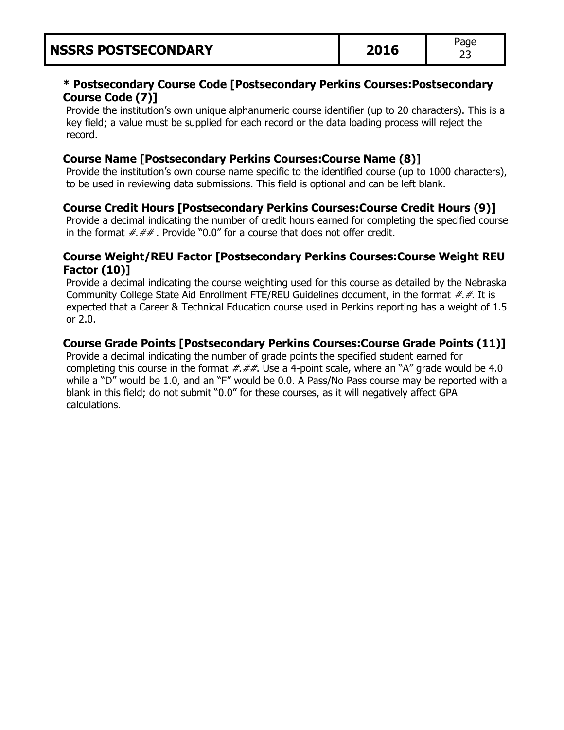### * Postsecondary Course Code [Postsecondary Perkins Courses:Postsecondary Course Code (7)]

Provide the institution's own unique alphanumeric course identifier (up to 20 characters). This is a key field; a value must be supplied for each record or the data loading process will reject the record.

### Course Name [Postsecondary Perkins Courses:Course Name (8)]

Provide the institution's own course name specific to the identified course (up to 1000 characters), to be used in reviewing data submissions. This field is optional and can be left blank.

### Course Credit Hours [Postsecondary Perkins Courses:Course Credit Hours (9)]

Provide a decimal indicating the number of credit hours earned for completing the specified course in the format *#.##* . Provide "0.0" for a course that does not offer credit.

### Course Weight/REU Factor [Postsecondary Perkins Courses:Course Weight REU Factor (10)]

Provide a decimal indicating the course weighting used for this course as detailed by the Nebraska Community College State Aid Enrollment FTE/REU Guidelines document, in the format *#.#*. It is expected that a Career & Technical Education course used in Perkins reporting has a weight of 1.5 or 2.0.

### Course Grade Points [Postsecondary Perkins Courses:Course Grade Points (11)]

Provide a decimal indicating the number of grade points the specified student earned for completing this course in the format *#.##*. Use a 4-point scale, where an "A" grade would be 4.0 while a "D" would be 1.0, and an "F" would be 0.0. A Pass/No Pass course may be reported with a blank in this field; do not submit "0.0" for these courses, as it will negatively affect GPA calculations.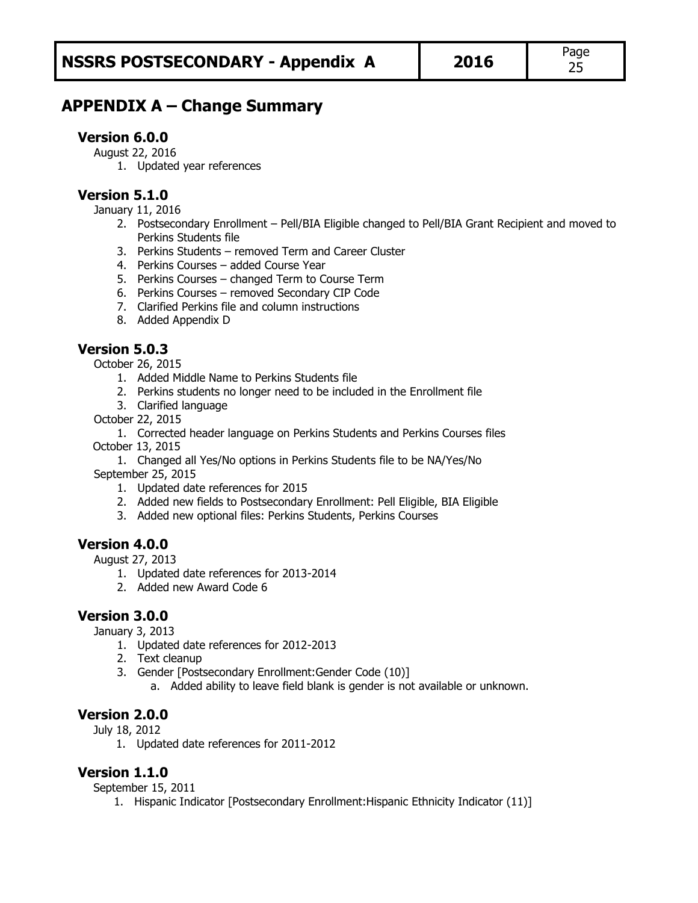## APPENDIX A – Change Summary

### Version 6.0.0

August 22, 2016

1. Updated year references

### Version 5.1.0

January 11, 2016

2. Postsecondary Enrollment – Pell/BIA Eligible changed to Pell/BIA Grant Recipient and moved to Perkins Students file
3. Perkins Students – removed Term and Career Cluster
4. Perkins Courses – added Course Year
5. Perkins Courses – changed Term to Course Term
6. Perkins Courses – removed Secondary CIP Code
7. Clarified Perkins file and column instructions
8. Added Appendix D

### Version 5.0.3

October 26, 2015

1. Added Middle Name to Perkins Students file
2. Perkins students no longer need to be included in the Enrollment file
3. Clarified language

October 22, 2015

1. Corrected header language on Perkins Students and Perkins Courses files

October 13, 2015

1. Changed all Yes/No options in Perkins Students file to be NA/Yes/No

September 25, 2015

1. Updated date references for 2015
2. Added new fields to Postsecondary Enrollment: Pell Eligible, BIA Eligible
3. Added new optional files: Perkins Students, Perkins Courses

### Version 4.0.0

August 27, 2013

1. Updated date references for 2013-2014
2. Added new Award Code 6

### Version 3.0.0

January 3, 2013

1. Updated date references for 2012-2013
2. Text cleanup
3. Gender [Postsecondary Enrollment:Gender Code (10)]
   a. Added ability to leave field blank is gender is not available or unknown.

### Version 2.0.0

July 18, 2012

1. Updated date references for 2011-2012

### Version 1.1.0

September 15, 2011

1. Hispanic Indicator [Postsecondary Enrollment:Hispanic Ethnicity Indicator (11)]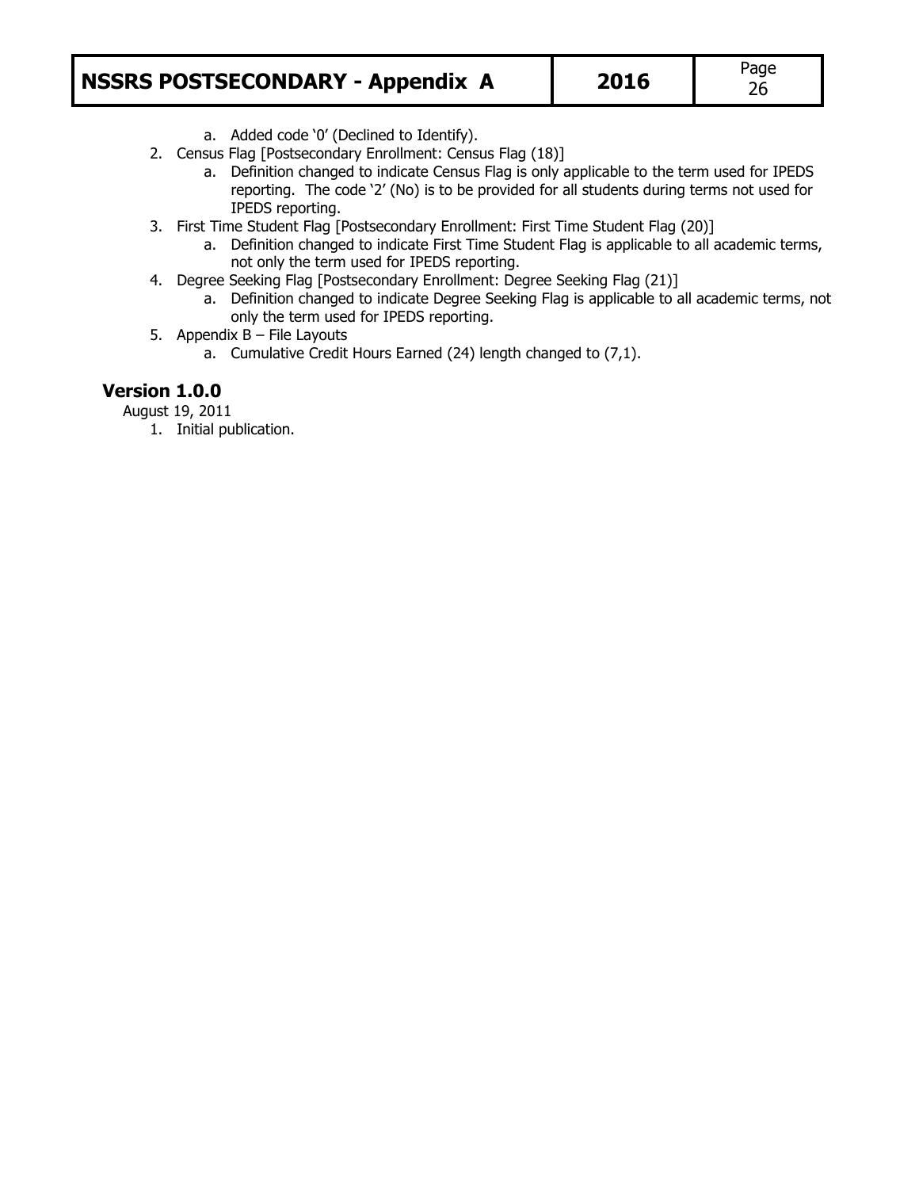a. Added code '0' (Declined to Identify).

2. Census Flag [Postsecondary Enrollment: Census Flag (18)]
   a. Definition changed to indicate Census Flag is only applicable to the term used for IPEDS reporting. The code '2' (No) is to be provided for all students during terms not used for IPEDS reporting.
3. First Time Student Flag [Postsecondary Enrollment: First Time Student Flag (20)]
   a. Definition changed to indicate First Time Student Flag is applicable to all academic terms, not only the term used for IPEDS reporting.
4. Degree Seeking Flag [Postsecondary Enrollment: Degree Seeking Flag (21)]
   a. Definition changed to indicate Degree Seeking Flag is applicable to all academic terms, not only the term used for IPEDS reporting.
5. Appendix B – File Layouts
   a. Cumulative Credit Hours Earned (24) length changed to (7,1).

## Version 1.0.0

August 19, 2011

1. Initial publication.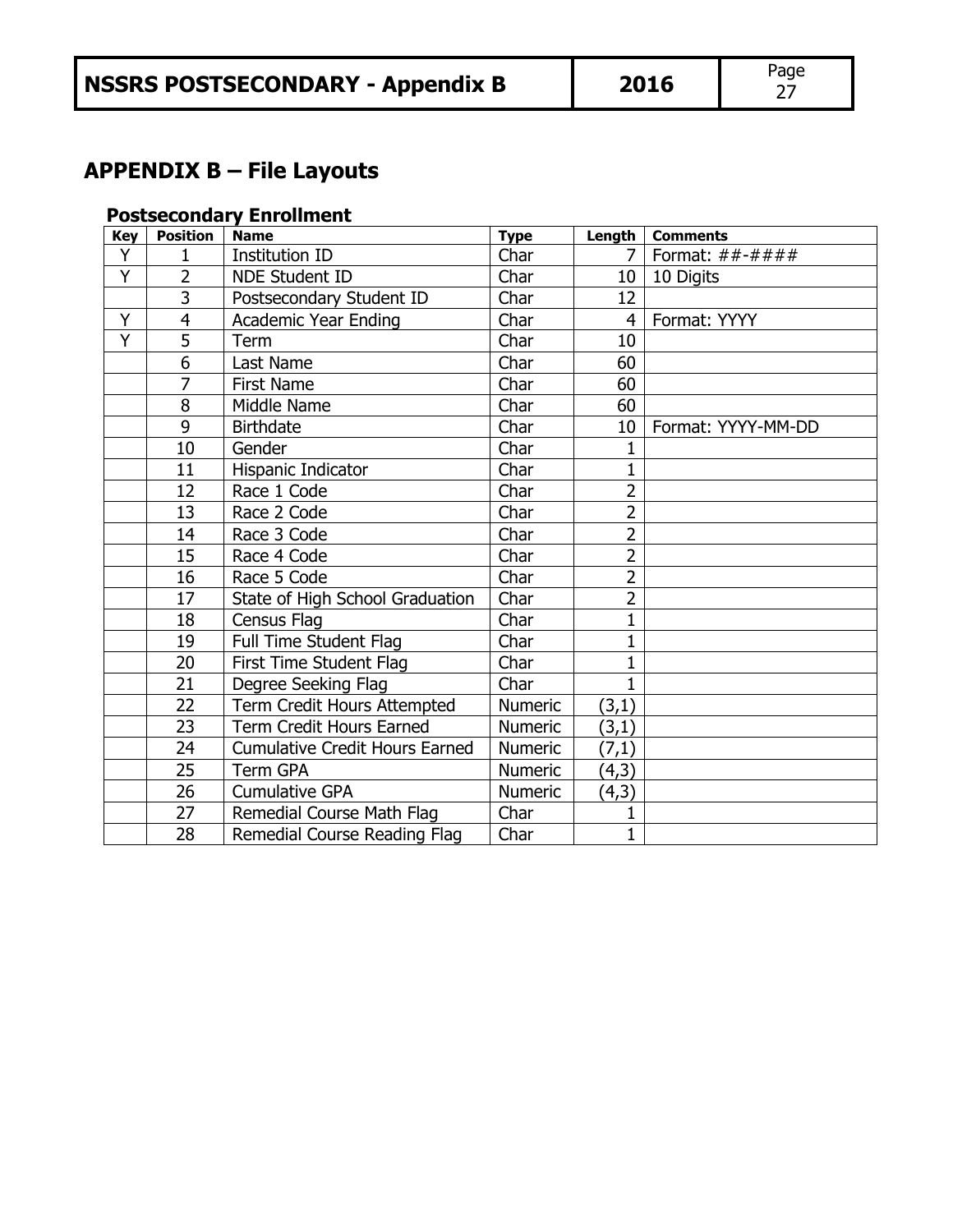# APPENDIX B – File Layouts

### Postsecondary Enrollment

| Key | Position | Name | Type | Length | Comments |
|---|---|---|---|---|---|
| Y | 1 | Institution ID | Char | 7 | Format: ##-#### |
| Y | 2 | NDE Student ID | Char | 10 | 10 Digits |
| | 3 | Postsecondary Student ID | Char | 12 | |
| Y | 4 | Academic Year Ending | Char | 4 | Format: YYYY |
| Y | 5 | Term | Char | 10 | |
| | 6 | Last Name | Char | 60 | |
| | 7 | First Name | Char | 60 | |
| | 8 | Middle Name | Char | 60 | |
| | 9 | Birthdate | Char | 10 | Format: YYYY-MM-DD |
| | 10 | Gender | Char | 1 | |
| | 11 | Hispanic Indicator | Char | 1 | |
| | 12 | Race 1 Code | Char | 2 | |
| | 13 | Race 2 Code | Char | 2 | |
| | 14 | Race 3 Code | Char | 2 | |
| | 15 | Race 4 Code | Char | 2 | |
| | 16 | Race 5 Code | Char | 2 | |
| | 17 | State of High School Graduation | Char | 2 | |
| | 18 | Census Flag | Char | 1 | |
| | 19 | Full Time Student Flag | Char | 1 | |
| | 20 | First Time Student Flag | Char | 1 | |
| | 21 | Degree Seeking Flag | Char | 1 | |
| | 22 | Term Credit Hours Attempted | Numeric | (3,1) | |
| | 23 | Term Credit Hours Earned | Numeric | (3,1) | |
| | 24 | Cumulative Credit Hours Earned | Numeric | (7,1) | |
| | 25 | Term GPA | Numeric | (4,3) | |
| | 26 | Cumulative GPA | Numeric | (4,3) | |
| | 27 | Remedial Course Math Flag | Char | 1 | |
| | 28 | Remedial Course Reading Flag | Char | 1 | |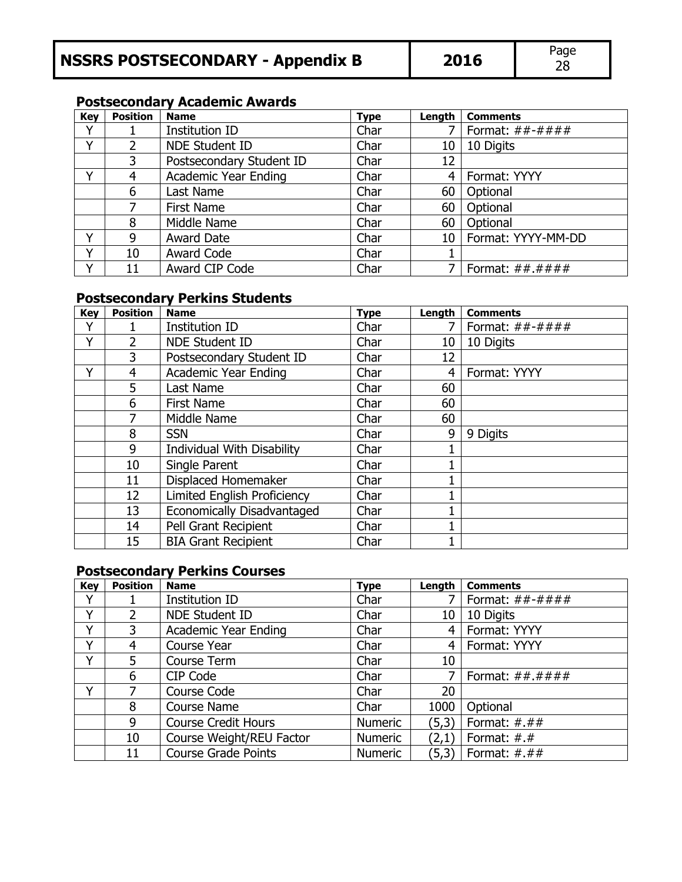### Postsecondary Academic Awards

| Key | Position | Name | Type | Length | Comments |
|---|---|---|---|---|---|
| Y | 1 | Institution ID | Char | 7 | Format: ##-#### |
| Y | 2 | NDE Student ID | Char | 10 | 10 Digits |
| | 3 | Postsecondary Student ID | Char | 12 | |
| Y | 4 | Academic Year Ending | Char | 4 | Format: YYYY |
| | 6 | Last Name | Char | 60 | Optional |
| | 7 | First Name | Char | 60 | Optional |
| | 8 | Middle Name | Char | 60 | Optional |
| Y | 9 | Award Date | Char | 10 | Format: YYYY-MM-DD |
| Y | 10 | Award Code | Char | 1 | |
| Y | 11 | Award CIP Code | Char | 7 | Format: ##.#### |

### Postsecondary Perkins Students

| Key | Position | Name | Type | Length | Comments |
|---|---|---|---|---|---|
| Y | 1 | Institution ID | Char | 7 | Format: ##-#### |
| Y | 2 | NDE Student ID | Char | 10 | 10 Digits |
| | 3 | Postsecondary Student ID | Char | 12 | |
| Y | 4 | Academic Year Ending | Char | 4 | Format: YYYY |
| | 5 | Last Name | Char | 60 | |
| | 6 | First Name | Char | 60 | |
| | 7 | Middle Name | Char | 60 | |
| | 8 | SSN | Char | 9 | 9 Digits |
| | 9 | Individual With Disability | Char | 1 | |
| | 10 | Single Parent | Char | 1 | |
| | 11 | Displaced Homemaker | Char | 1 | |
| | 12 | Limited English Proficiency | Char | 1 | |
| | 13 | Economically Disadvantaged | Char | 1 | |
| | 14 | Pell Grant Recipient | Char | 1 | |
| | 15 | BIA Grant Recipient | Char | 1 | |

### Postsecondary Perkins Courses

| Key | Position | Name | Type | Length | Comments |
|---|---|---|---|---|---|
| Y | 1 | Institution ID | Char | 7 | Format: ##-#### |
| Y | 2 | NDE Student ID | Char | 10 | 10 Digits |
| Y | 3 | Academic Year Ending | Char | 4 | Format: YYYY |
| Y | 4 | Course Year | Char | 4 | Format: YYYY |
| Y | 5 | Course Term | Char | 10 | |
| | 6 | CIP Code | Char | 7 | Format: ##.#### |
| Y | 7 | Course Code | Char | 20 | |
| | 8 | Course Name | Char | 1000 | Optional |
| | 9 | Course Credit Hours | Numeric | (5,3) | Format: #.## |
| | 10 | Course Weight/REU Factor | Numeric | (2,1) | Format: #.# |
| | 11 | Course Grade Points | Numeric | (5,3) | Format: #.## |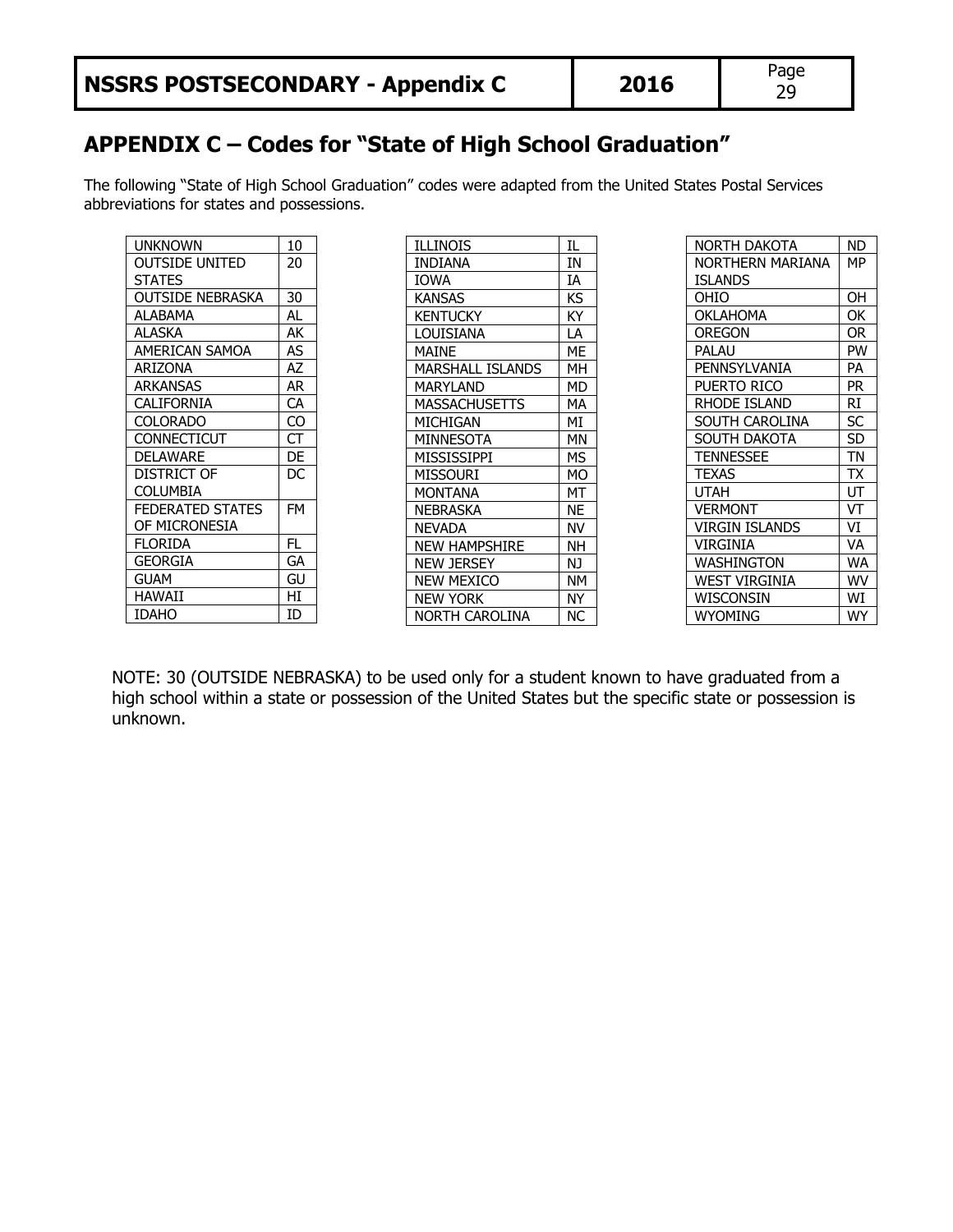## APPENDIX C – Codes for "State of High School Graduation"

The following "State of High School Graduation" codes were adapted from the United States Postal Services abbreviations for states and possessions.

| State | Code |
|---|---|
| UNKNOWN | 10 |
| OUTSIDE UNITED STATES | 20 |
| OUTSIDE NEBRASKA | 30 |
| ALABAMA | AL |
| ALASKA | AK |
| AMERICAN SAMOA | AS |
| ARIZONA | AZ |
| ARKANSAS | AR |
| CALIFORNIA | CA |
| COLORADO | CO |
| CONNECTICUT | CT |
| DELAWARE | DE |
| DISTRICT OF COLUMBIA | DC |
| FEDERATED STATES OF MICRONESIA | FM |
| FLORIDA | FL |
| GEORGIA | GA |
| GUAM | GU |
| HAWAII | HI |
| IDAHO | ID |
| ILLINOIS | IL |
| INDIANA | IN |
| IOWA | IA |
| KANSAS | KS |
| KENTUCKY | KY |
| LOUISIANA | LA |
| MAINE | ME |
| MARSHALL ISLANDS | MH |
| MARYLAND | MD |
| MASSACHUSETTS | MA |
| MICHIGAN | MI |
| MINNESOTA | MN |
| MISSISSIPPI | MS |
| MISSOURI | MO |
| MONTANA | MT |
| NEBRASKA | NE |
| NEVADA | NV |
| NEW HAMPSHIRE | NH |
| NEW JERSEY | NJ |
| NEW MEXICO | NM |
| NEW YORK | NY |
| NORTH CAROLINA | NC |
| NORTH DAKOTA | ND |
| NORTHERN MARIANA ISLANDS | MP |
| OHIO | OH |
| OKLAHOMA | OK |
| OREGON | OR |
| PALAU | PW |
| PENNSYLVANIA | PA |
| PUERTO RICO | PR |
| RHODE ISLAND | RI |
| SOUTH CAROLINA | SC |
| SOUTH DAKOTA | SD |
| TENNESSEE | TN |
| TEXAS | TX |
| UTAH | UT |
| VERMONT | VT |
| VIRGIN ISLANDS | VI |
| VIRGINIA | VA |
| WASHINGTON | WA |
| WEST VIRGINIA | WV |
| WISCONSIN | WI |
| WYOMING | WY |

NOTE: 30 (OUTSIDE NEBRASKA) to be used only for a student known to have graduated from a high school within a state or possession of the United States but the specific state or possession is unknown.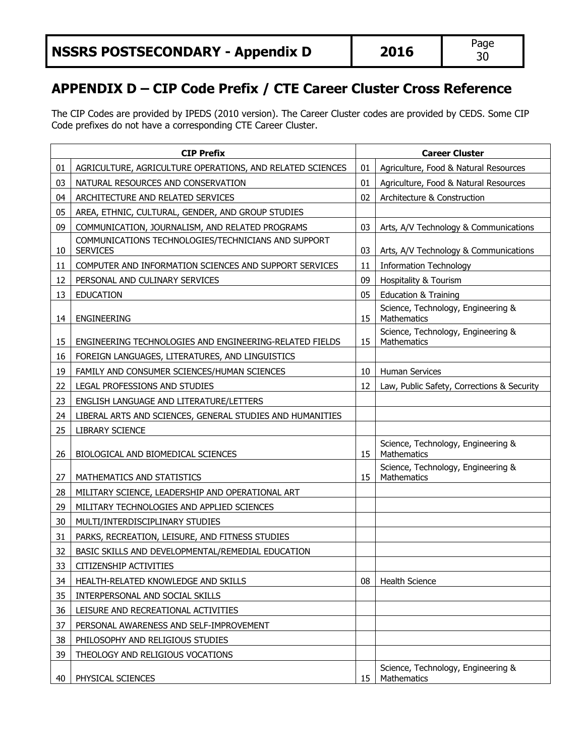## APPENDIX D – CIP Code Prefix / CTE Career Cluster Cross Reference

The CIP Codes are provided by IPEDS (2010 version). The Career Cluster codes are provided by CEDS. Some CIP Code prefixes do not have a corresponding CTE Career Cluster.

| CIP Prefix | | Career Cluster | |
|---|---|---|---|
| 01 | AGRICULTURE, AGRICULTURE OPERATIONS, AND RELATED SCIENCES | 01 | Agriculture, Food & Natural Resources |
| 03 | NATURAL RESOURCES AND CONSERVATION | 01 | Agriculture, Food & Natural Resources |
| 04 | ARCHITECTURE AND RELATED SERVICES | 02 | Architecture & Construction |
| 05 | AREA, ETHNIC, CULTURAL, GENDER, AND GROUP STUDIES | | |
| 09 | COMMUNICATION, JOURNALISM, AND RELATED PROGRAMS | 03 | Arts, A/V Technology & Communications |
| 10 | COMMUNICATIONS TECHNOLOGIES/TECHNICIANS AND SUPPORT SERVICES | 03 | Arts, A/V Technology & Communications |
| 11 | COMPUTER AND INFORMATION SCIENCES AND SUPPORT SERVICES | 11 | Information Technology |
| 12 | PERSONAL AND CULINARY SERVICES | 09 | Hospitality & Tourism |
| 13 | EDUCATION | 05 | Education & Training |
| 14 | ENGINEERING | 15 | Science, Technology, Engineering & Mathematics |
| 15 | ENGINEERING TECHNOLOGIES AND ENGINEERING-RELATED FIELDS | 15 | Science, Technology, Engineering & Mathematics |
| 16 | FOREIGN LANGUAGES, LITERATURES, AND LINGUISTICS | | |
| 19 | FAMILY AND CONSUMER SCIENCES/HUMAN SCIENCES | 10 | Human Services |
| 22 | LEGAL PROFESSIONS AND STUDIES | 12 | Law, Public Safety, Corrections & Security |
| 23 | ENGLISH LANGUAGE AND LITERATURE/LETTERS | | |
| 24 | LIBERAL ARTS AND SCIENCES, GENERAL STUDIES AND HUMANITIES | | |
| 25 | LIBRARY SCIENCE | | |
| 26 | BIOLOGICAL AND BIOMEDICAL SCIENCES | 15 | Science, Technology, Engineering & Mathematics |
| 27 | MATHEMATICS AND STATISTICS | 15 | Science, Technology, Engineering & Mathematics |
| 28 | MILITARY SCIENCE, LEADERSHIP AND OPERATIONAL ART | | |
| 29 | MILITARY TECHNOLOGIES AND APPLIED SCIENCES | | |
| 30 | MULTI/INTERDISCIPLINARY STUDIES | | |
| 31 | PARKS, RECREATION, LEISURE, AND FITNESS STUDIES | | |
| 32 | BASIC SKILLS AND DEVELOPMENTAL/REMEDIAL EDUCATION | | |
| 33 | CITIZENSHIP ACTIVITIES | | |
| 34 | HEALTH-RELATED KNOWLEDGE AND SKILLS | 08 | Health Science |
| 35 | INTERPERSONAL AND SOCIAL SKILLS | | |
| 36 | LEISURE AND RECREATIONAL ACTIVITIES | | |
| 37 | PERSONAL AWARENESS AND SELF-IMPROVEMENT | | |
| 38 | PHILOSOPHY AND RELIGIOUS STUDIES | | |
| 39 | THEOLOGY AND RELIGIOUS VOCATIONS | | |
| 40 | PHYSICAL SCIENCES | 15 | Science, Technology, Engineering & Mathematics |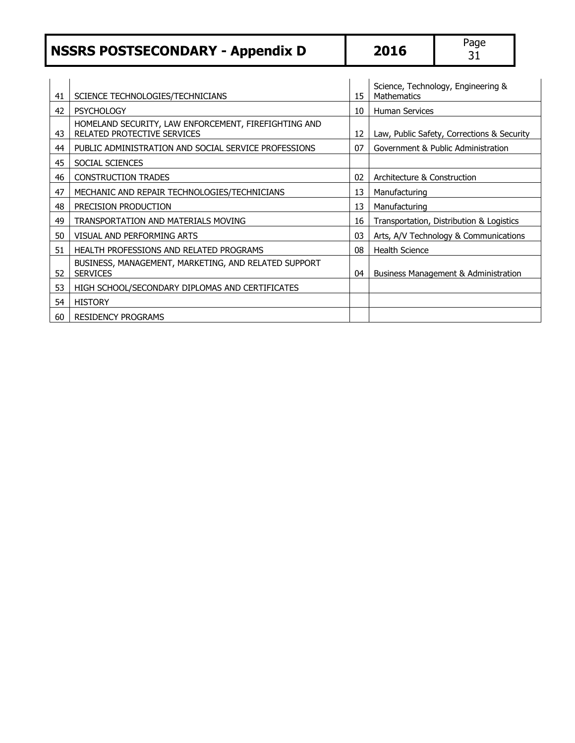| | | | |
|---|---|---|---|
| 41 | SCIENCE TECHNOLOGIES/TECHNICIANS | 15 | Science, Technology, Engineering & Mathematics |
| 42 | PSYCHOLOGY | 10 | Human Services |
| 43 | HOMELAND SECURITY, LAW ENFORCEMENT, FIREFIGHTING AND RELATED PROTECTIVE SERVICES | 12 | Law, Public Safety, Corrections & Security |
| 44 | PUBLIC ADMINISTRATION AND SOCIAL SERVICE PROFESSIONS | 07 | Government & Public Administration |
| 45 | SOCIAL SCIENCES | | |
| 46 | CONSTRUCTION TRADES | 02 | Architecture & Construction |
| 47 | MECHANIC AND REPAIR TECHNOLOGIES/TECHNICIANS | 13 | Manufacturing |
| 48 | PRECISION PRODUCTION | 13 | Manufacturing |
| 49 | TRANSPORTATION AND MATERIALS MOVING | 16 | Transportation, Distribution & Logistics |
| 50 | VISUAL AND PERFORMING ARTS | 03 | Arts, A/V Technology & Communications |
| 51 | HEALTH PROFESSIONS AND RELATED PROGRAMS | 08 | Health Science |
| 52 | BUSINESS, MANAGEMENT, MARKETING, AND RELATED SUPPORT SERVICES | 04 | Business Management & Administration |
| 53 | HIGH SCHOOL/SECONDARY DIPLOMAS AND CERTIFICATES | | |
| 54 | HISTORY | | |
| 60 | RESIDENCY PROGRAMS | | |